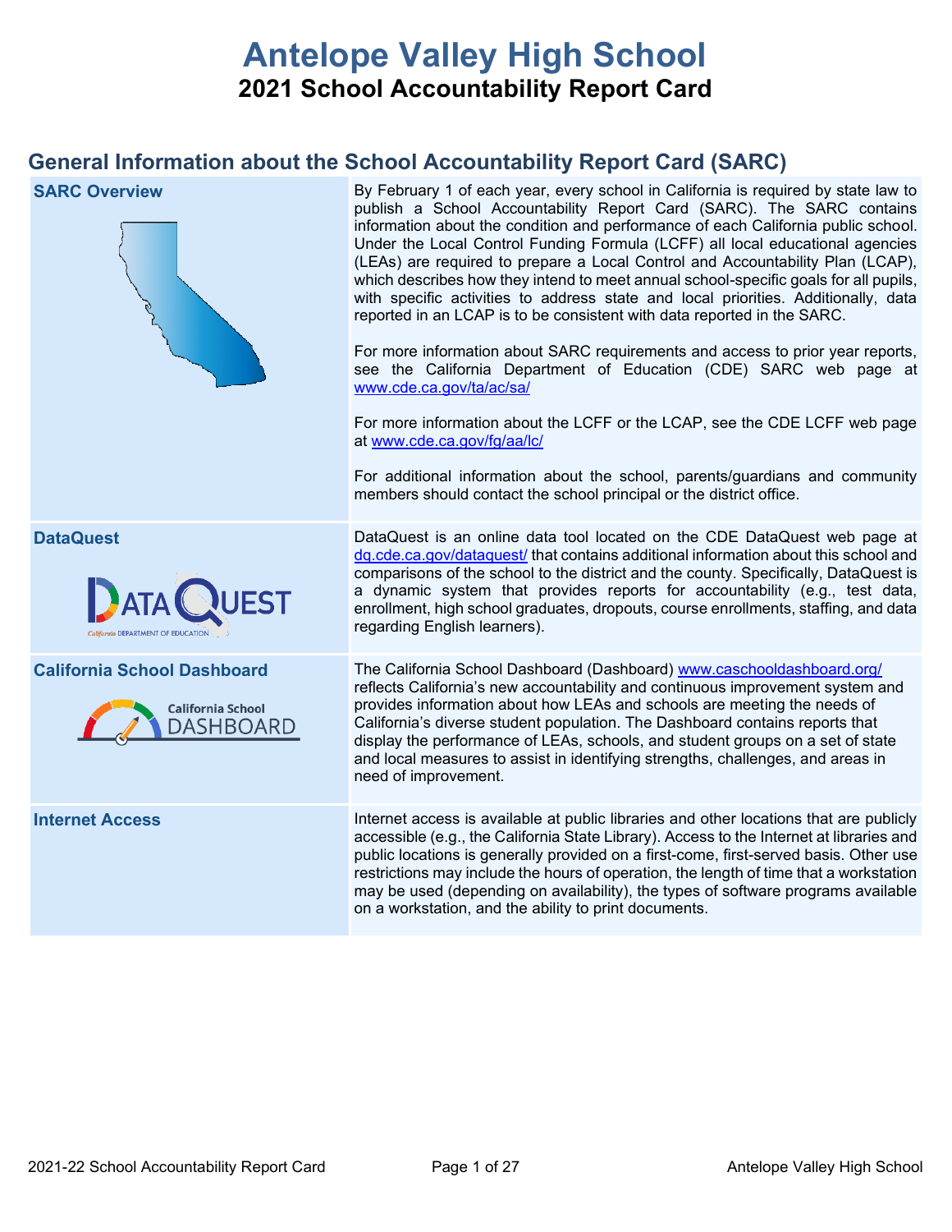# Antelope Valley High School

## 2021 School Accountability Report Card

## General Information about the School Accountability Report Card (SARC)

| | |
|---|---|
| **SARC Overview** | By February 1 of each year, every school in California is required by state law to publish a School Accountability Report Card (SARC). The SARC contains information about the condition and performance of each California public school. Under the Local Control Funding Formula (LCFF) all local educational agencies (LEAs) are required to prepare a Local Control and Accountability Plan (LCAP), which describes how they intend to meet annual school-specific goals for all pupils, with specific activities to address state and local priorities. Additionally, data reported in an LCAP is to be consistent with data reported in the SARC.<br><br>For more information about SARC requirements and access to prior year reports, see the California Department of Education (CDE) SARC web page at www.cde.ca.gov/ta/ac/sa/<br><br>For more information about the LCFF or the LCAP, see the CDE LCFF web page at www.cde.ca.gov/fg/aa/lc/<br><br>For additional information about the school, parents/guardians and community members should contact the school principal or the district office. |
| **DataQuest** | DataQuest is an online data tool located on the CDE DataQuest web page at dq.cde.ca.gov/dataquest/ that contains additional information about this school and comparisons of the school to the district and the county. Specifically, DataQuest is a dynamic system that provides reports for accountability (e.g., test data, enrollment, high school graduates, dropouts, course enrollments, staffing, and data regarding English learners). |
| **California School Dashboard** | The California School Dashboard (Dashboard) www.caschooldashboard.org/ reflects California's new accountability and continuous improvement system and provides information about how LEAs and schools are meeting the needs of California's diverse student population. The Dashboard contains reports that display the performance of LEAs, schools, and student groups on a set of state and local measures to assist in identifying strengths, challenges, and areas in need of improvement. |
| **Internet Access** | Internet access is available at public libraries and other locations that are publicly accessible (e.g., the California State Library). Access to the Internet at libraries and public locations is generally provided on a first-come, first-served basis. Other use restrictions may include the hours of operation, the length of time that a workstation may be used (depending on availability), the types of software programs available on a workstation, and the ability to print documents. |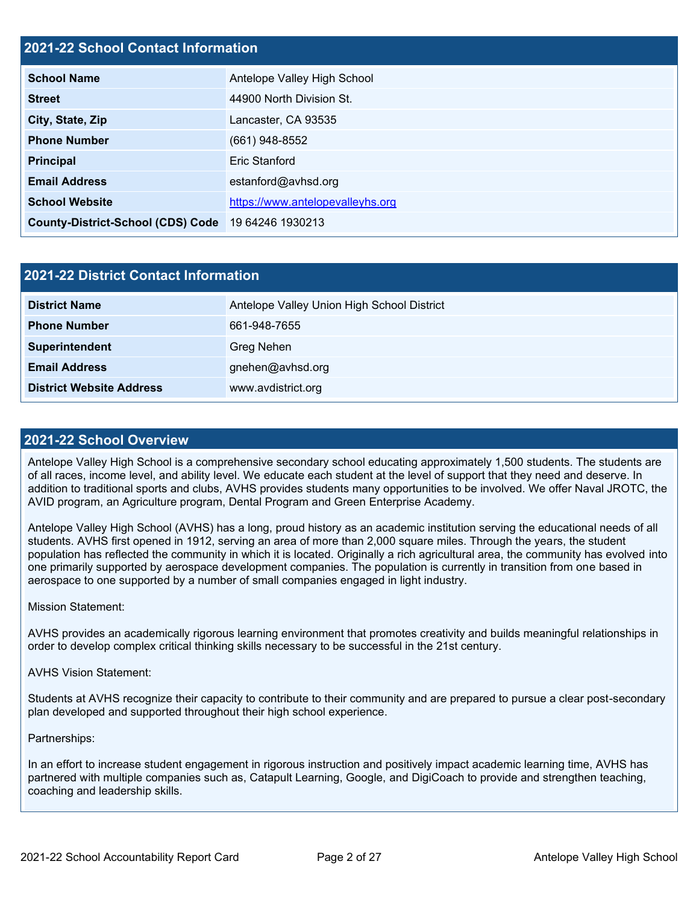## 2021-22 School Contact Information

| | |
|---|---|
| **School Name** | Antelope Valley High School |
| **Street** | 44900 North Division St. |
| **City, State, Zip** | Lancaster, CA 93535 |
| **Phone Number** | (661) 948-8552 |
| **Principal** | Eric Stanford |
| **Email Address** | estanford@avhsd.org |
| **School Website** | https://www.antelopevalleyhs.org |
| **County-District-School (CDS) Code** | 19 64246 1930213 |

## 2021-22 District Contact Information

| | |
|---|---|
| **District Name** | Antelope Valley Union High School District |
| **Phone Number** | 661-948-7655 |
| **Superintendent** | Greg Nehen |
| **Email Address** | gnehen@avhsd.org |
| **District Website Address** | www.avdistrict.org |

## 2021-22 School Overview

Antelope Valley High School is a comprehensive secondary school educating approximately 1,500 students. The students are of all races, income level, and ability level. We educate each student at the level of support that they need and deserve. In addition to traditional sports and clubs, AVHS provides students many opportunities to be involved. We offer Naval JROTC, the AVID program, an Agriculture program, Dental Program and Green Enterprise Academy.

Antelope Valley High School (AVHS) has a long, proud history as an academic institution serving the educational needs of all students. AVHS first opened in 1912, serving an area of more than 2,000 square miles. Through the years, the student population has reflected the community in which it is located. Originally a rich agricultural area, the community has evolved into one primarily supported by aerospace development companies. The population is currently in transition from one based in aerospace to one supported by a number of small companies engaged in light industry.

Mission Statement:

AVHS provides an academically rigorous learning environment that promotes creativity and builds meaningful relationships in order to develop complex critical thinking skills necessary to be successful in the 21st century.

AVHS Vision Statement:

Students at AVHS recognize their capacity to contribute to their community and are prepared to pursue a clear post-secondary plan developed and supported throughout their high school experience.

Partnerships:

In an effort to increase student engagement in rigorous instruction and positively impact academic learning time, AVHS has partnered with multiple companies such as, Catapult Learning, Google, and DigiCoach to provide and strengthen teaching, coaching and leadership skills.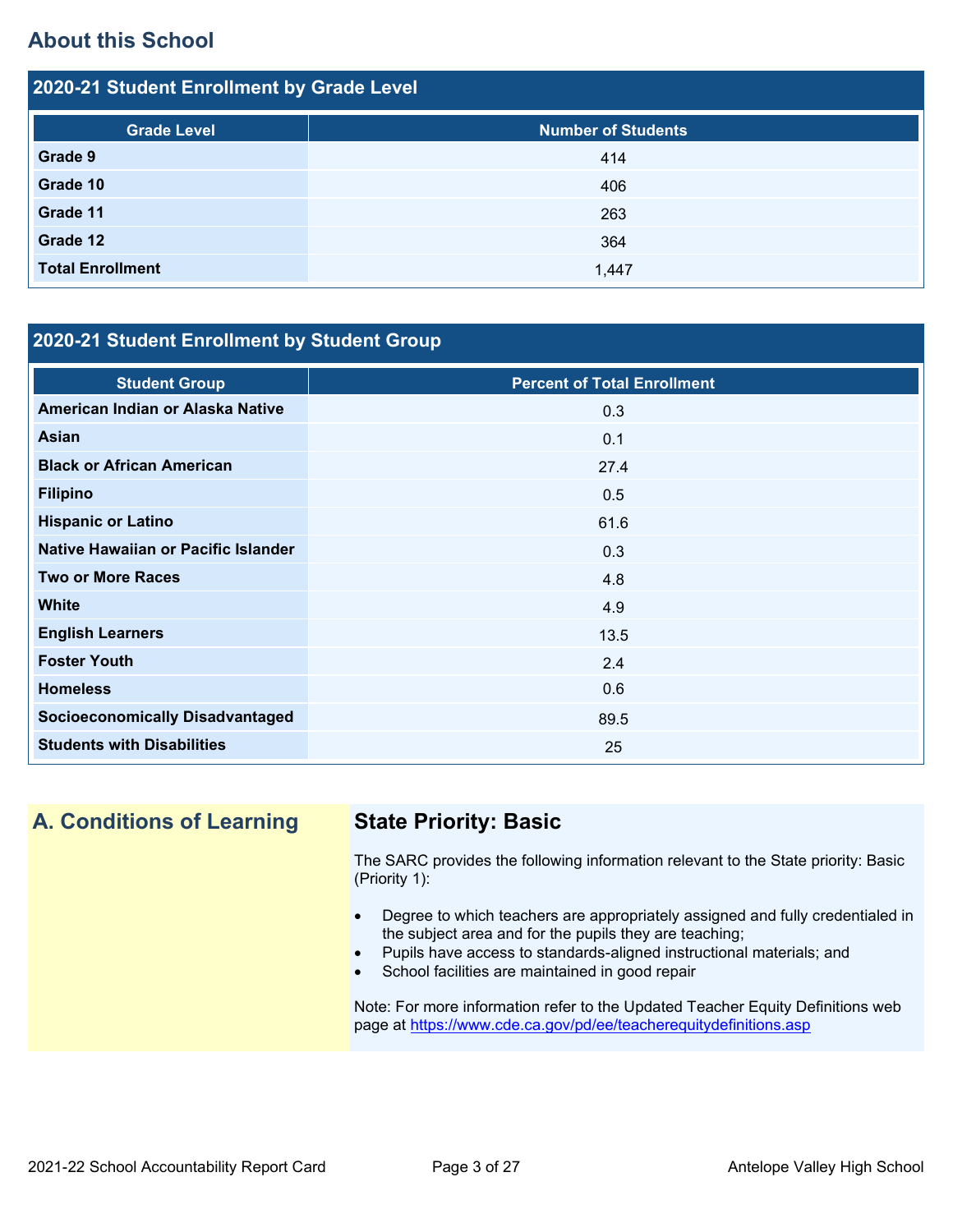## About this School

### 2020-21 Student Enrollment by Grade Level

| Grade Level | Number of Students |
|---|---|
| **Grade 9** | 414 |
| **Grade 10** | 406 |
| **Grade 11** | 263 |
| **Grade 12** | 364 |
| **Total Enrollment** | 1,447 |

### 2020-21 Student Enrollment by Student Group

| Student Group | Percent of Total Enrollment |
|---|---|
| **American Indian or Alaska Native** | 0.3 |
| **Asian** | 0.1 |
| **Black or African American** | 27.4 |
| **Filipino** | 0.5 |
| **Hispanic or Latino** | 61.6 |
| **Native Hawaiian or Pacific Islander** | 0.3 |
| **Two or More Races** | 4.8 |
| **White** | 4.9 |
| **English Learners** | 13.5 |
| **Foster Youth** | 2.4 |
| **Homeless** | 0.6 |
| **Socioeconomically Disadvantaged** | 89.5 |
| **Students with Disabilities** | 25 |

## A. Conditions of Learning

### State Priority: Basic

The SARC provides the following information relevant to the State priority: Basic (Priority 1):

- Degree to which teachers are appropriately assigned and fully credentialed in the subject area and for the pupils they are teaching;
- Pupils have access to standards-aligned instructional materials; and
- School facilities are maintained in good repair

Note: For more information refer to the Updated Teacher Equity Definitions web page at https://www.cde.ca.gov/pd/ee/teacherequitydefinitions.asp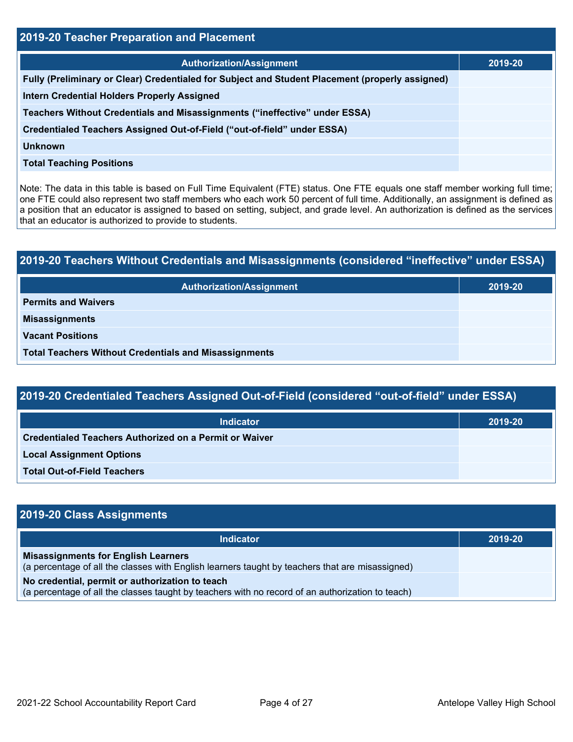## 2019-20 Teacher Preparation and Placement

| Authorization/Assignment | 2019-20 |
|---|---|
| Fully (Preliminary or Clear) Credentialed for Subject and Student Placement (properly assigned) | |
| Intern Credential Holders Properly Assigned | |
| Teachers Without Credentials and Misassignments (“ineffective” under ESSA) | |
| Credentialed Teachers Assigned Out-of-Field (“out-of-field” under ESSA) | |
| Unknown | |
| Total Teaching Positions | |

Note: The data in this table is based on Full Time Equivalent (FTE) status. One FTE equals one staff member working full time; one FTE could also represent two staff members who each work 50 percent of full time. Additionally, an assignment is defined as a position that an educator is assigned to based on setting, subject, and grade level. An authorization is defined as the services that an educator is authorized to provide to students.

## 2019-20 Teachers Without Credentials and Misassignments (considered “ineffective” under ESSA)

| Authorization/Assignment | 2019-20 |
|---|---|
| Permits and Waivers | |
| Misassignments | |
| Vacant Positions | |
| Total Teachers Without Credentials and Misassignments | |

## 2019-20 Credentialed Teachers Assigned Out-of-Field (considered “out-of-field” under ESSA)

| Indicator | 2019-20 |
|---|---|
| Credentialed Teachers Authorized on a Permit or Waiver | |
| Local Assignment Options | |
| Total Out-of-Field Teachers | |

## 2019-20 Class Assignments

| Indicator | 2019-20 |
|---|---|
| **Misassignments for English Learners** (a percentage of all the classes with English learners taught by teachers that are misassigned) | |
| **No credential, permit or authorization to teach** (a percentage of all the classes taught by teachers with no record of an authorization to teach) | |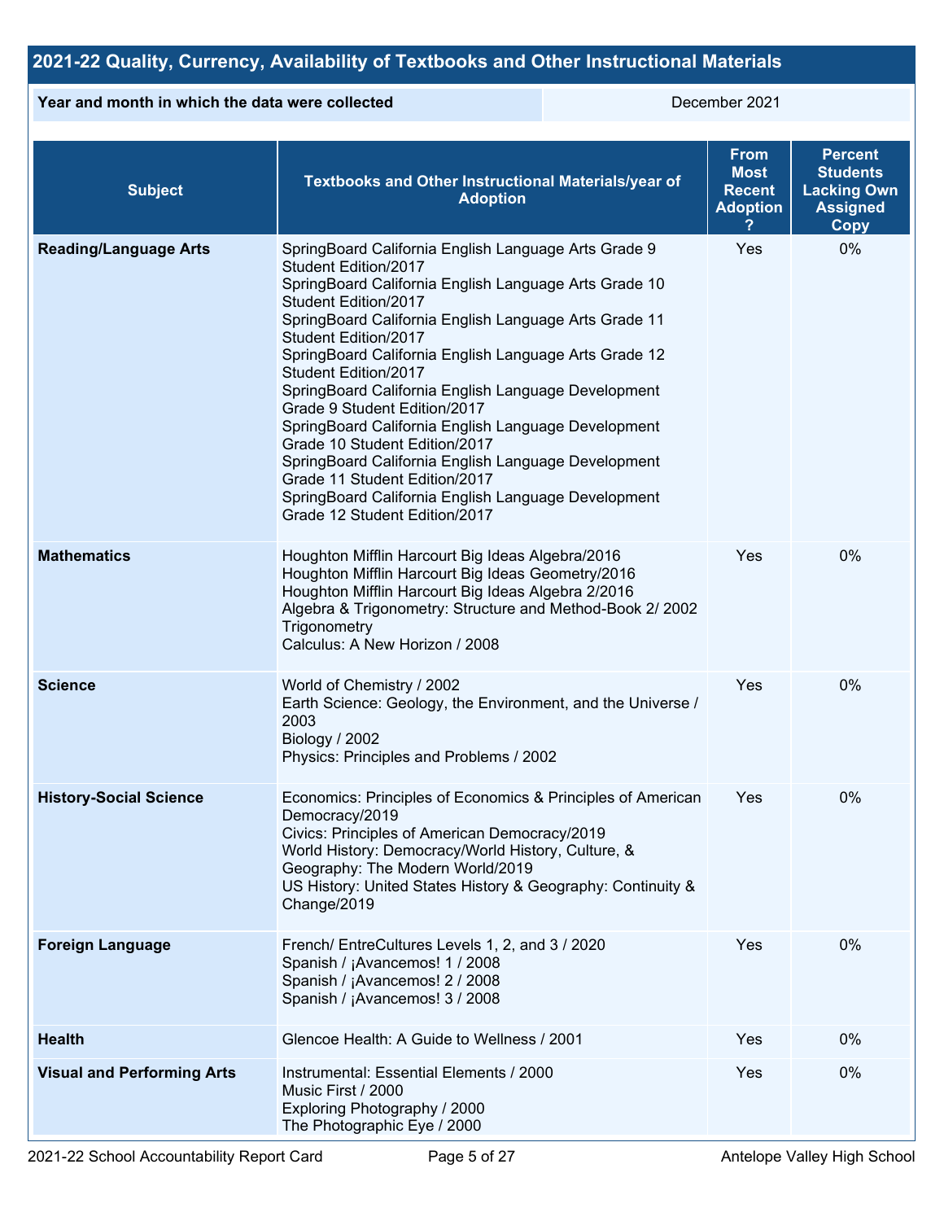## 2021-22 Quality, Currency, Availability of Textbooks and Other Instructional Materials

| Year and month in which the data were collected | December 2021 |
| --- | --- |

| Subject | Textbooks and Other Instructional Materials/year of Adoption | From Most Recent Adoption ? | Percent Students Lacking Own Assigned Copy |
| --- | --- | --- | --- |
| **Reading/Language Arts** | SpringBoard California English Language Arts Grade 9 Student Edition/2017<br>SpringBoard California English Language Arts Grade 10 Student Edition/2017<br>SpringBoard California English Language Arts Grade 11 Student Edition/2017<br>SpringBoard California English Language Arts Grade 12 Student Edition/2017<br>SpringBoard California English Language Development Grade 9 Student Edition/2017<br>SpringBoard California English Language Development Grade 10 Student Edition/2017<br>SpringBoard California English Language Development Grade 11 Student Edition/2017<br>SpringBoard California English Language Development Grade 12 Student Edition/2017 | Yes | 0% |
| **Mathematics** | Houghton Mifflin Harcourt Big Ideas Algebra/2016<br>Houghton Mifflin Harcourt Big Ideas Geometry/2016<br>Houghton Mifflin Harcourt Big Ideas Algebra 2/2016<br>Algebra & Trigonometry: Structure and Method-Book 2/ 2002<br>Trigonometry<br>Calculus: A New Horizon / 2008 | Yes | 0% |
| **Science** | World of Chemistry / 2002<br>Earth Science: Geology, the Environment, and the Universe / 2003<br>Biology / 2002<br>Physics: Principles and Problems / 2002 | Yes | 0% |
| **History-Social Science** | Economics: Principles of Economics & Principles of American Democracy/2019<br>Civics: Principles of American Democracy/2019<br>World History: Democracy/World History, Culture, & Geography: The Modern World/2019<br>US History: United States History & Geography: Continuity & Change/2019 | Yes | 0% |
| **Foreign Language** | French/ EntreCultures Levels 1, 2, and 3 / 2020<br>Spanish / ¡Avancemos! 1 / 2008<br>Spanish / ¡Avancemos! 2 / 2008<br>Spanish / ¡Avancemos! 3 / 2008 | Yes | 0% |
| **Health** | Glencoe Health: A Guide to Wellness / 2001 | Yes | 0% |
| **Visual and Performing Arts** | Instrumental: Essential Elements / 2000<br>Music First / 2000<br>Exploring Photography / 2000<br>The Photographic Eye / 2000 | Yes | 0% |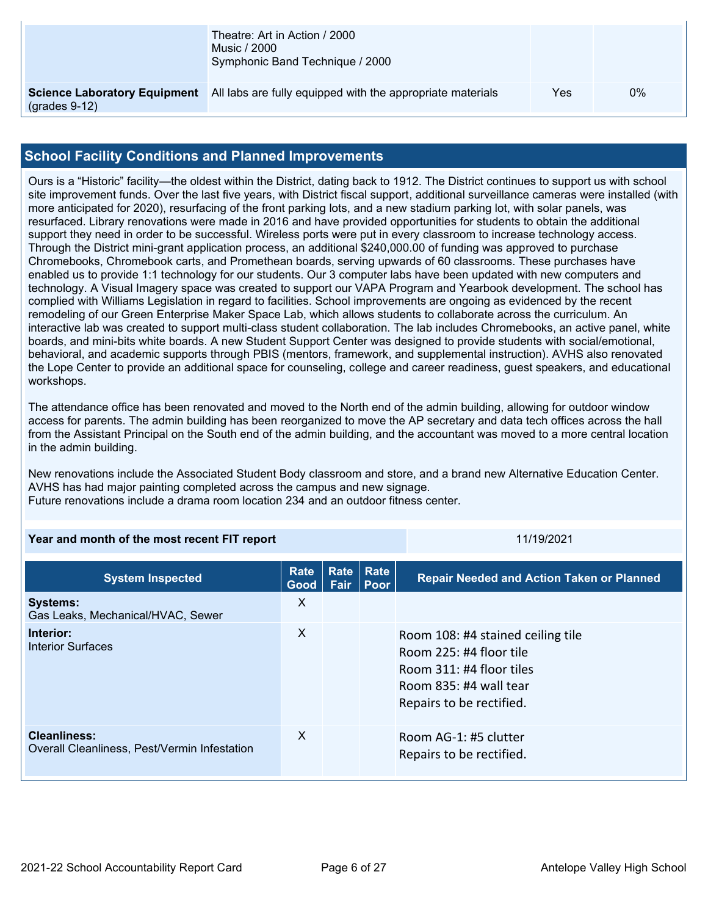| | | | |
|---|---|---|---|
| | Theatre: Art in Action / 2000<br>Music / 2000<br>Symphonic Band Technique / 2000 | | |
| **Science Laboratory Equipment** (grades 9-12) | All labs are fully equipped with the appropriate materials | Yes | 0% |

## School Facility Conditions and Planned Improvements

Ours is a "Historic" facility—the oldest within the District, dating back to 1912. The District continues to support us with school site improvement funds. Over the last five years, with District fiscal support, additional surveillance cameras were installed (with more anticipated for 2020), resurfacing of the front parking lots, and a new stadium parking lot, with solar panels, was resurfaced. Library renovations were made in 2016 and have provided opportunities for students to obtain the additional support they need in order to be successful. Wireless ports were put in every classroom to increase technology access. Through the District mini-grant application process, an additional $240,000.00 of funding was approved to purchase Chromebooks, Chromebook carts, and Promethean boards, serving upwards of 60 classrooms. These purchases have enabled us to provide 1:1 technology for our students. Our 3 computer labs have been updated with new computers and technology. A Visual Imagery space was created to support our VAPA Program and Yearbook development. The school has complied with Williams Legislation in regard to facilities. School improvements are ongoing as evidenced by the recent remodeling of our Green Enterprise Maker Space Lab, which allows students to collaborate across the curriculum. An interactive lab was created to support multi-class student collaboration. The lab includes Chromebooks, an active panel, white boards, and mini-bits white boards. A new Student Support Center was designed to provide students with social/emotional, behavioral, and academic supports through PBIS (mentors, framework, and supplemental instruction). AVHS also renovated the Lope Center to provide an additional space for counseling, college and career readiness, guest speakers, and educational workshops.

The attendance office has been renovated and moved to the North end of the admin building, allowing for outdoor window access for parents. The admin building has been reorganized to move the AP secretary and data tech offices across the hall from the Assistant Principal on the South end of the admin building, and the accountant was moved to a more central location in the admin building.

New renovations include the Associated Student Body classroom and store, and a brand new Alternative Education Center. AVHS has had major painting completed across the campus and new signage.
Future renovations include a drama room location 234 and an outdoor fitness center.

| **Year and month of the most recent FIT report** | 11/19/2021 |
|---|---|

| System Inspected | Rate Good | Rate Fair | Rate Poor | Repair Needed and Action Taken or Planned |
|---|---|---|---|---|
| **Systems:** Gas Leaks, Mechanical/HVAC, Sewer | X | | | |
| **Interior:** Interior Surfaces | X | | | Room 108: #4 stained ceiling tile<br>Room 225: #4 floor tile<br>Room 311: #4 floor tiles<br>Room 835: #4 wall tear<br>Repairs to be rectified. |
| **Cleanliness:** Overall Cleanliness, Pest/Vermin Infestation | X | | | Room AG-1: #5 clutter<br>Repairs to be rectified. |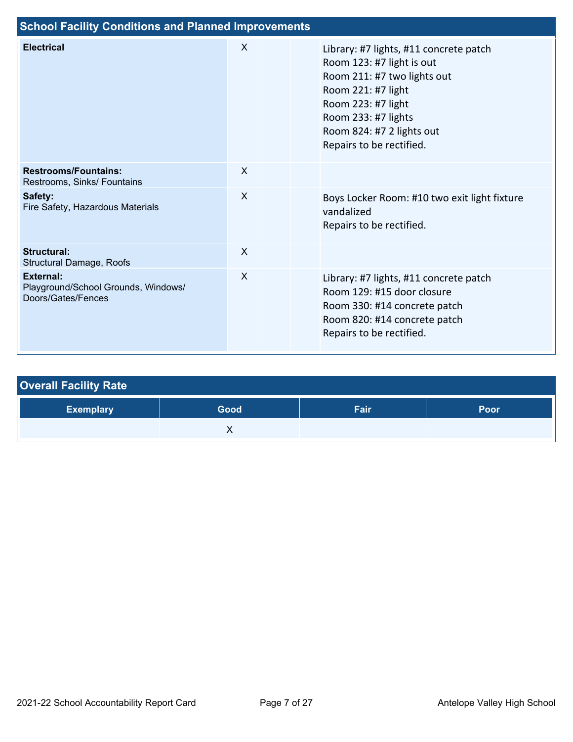## School Facility Conditions and Planned Improvements

| System Inspected | Good | Fair | Poor | Repair Needed and Action Taken or Planned |
|---|---|---|---|---|
| **Electrical** | X | | | Library: #7 lights, #11 concrete patch<br>Room 123: #7 light is out<br>Room 211: #7 two lights out<br>Room 221: #7 light<br>Room 223: #7 light<br>Room 233: #7 lights<br>Room 824: #7 2 lights out<br>Repairs to be rectified. |
| **Restrooms/Fountains:**<br>Restrooms, Sinks/ Fountains | X | | | |
| **Safety:**<br>Fire Safety, Hazardous Materials | X | | | Boys Locker Room: #10 two exit light fixture vandalized<br>Repairs to be rectified. |
| **Structural:**<br>Structural Damage, Roofs | X | | | |
| **External:**<br>Playground/School Grounds, Windows/ Doors/Gates/Fences | X | | | Library: #7 lights, #11 concrete patch<br>Room 129: #15 door closure<br>Room 330: #14 concrete patch<br>Room 820: #14 concrete patch<br>Repairs to be rectified. |

## Overall Facility Rate

| Exemplary | Good | Fair | Poor |
|---|---|---|---|
| | X | | |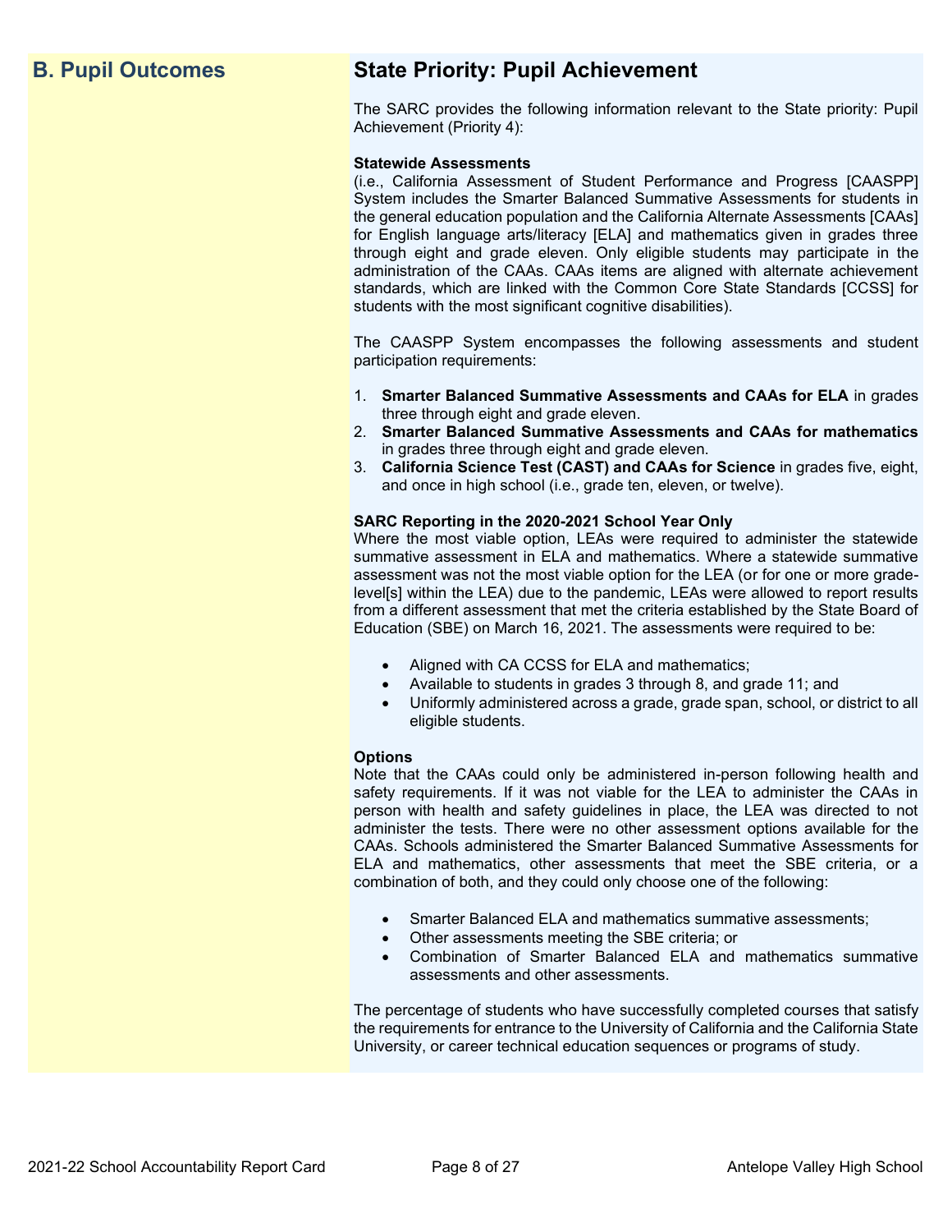## B. Pupil Outcomes

## State Priority: Pupil Achievement

The SARC provides the following information relevant to the State priority: Pupil Achievement (Priority 4):

**Statewide Assessments**
(i.e., California Assessment of Student Performance and Progress [CAASPP] System includes the Smarter Balanced Summative Assessments for students in the general education population and the California Alternate Assessments [CAAs] for English language arts/literacy [ELA] and mathematics given in grades three through eight and grade eleven. Only eligible students may participate in the administration of the CAAs. CAAs items are aligned with alternate achievement standards, which are linked with the Common Core State Standards [CCSS] for students with the most significant cognitive disabilities).

The CAASPP System encompasses the following assessments and student participation requirements:

1. **Smarter Balanced Summative Assessments and CAAs for ELA** in grades three through eight and grade eleven.
2. **Smarter Balanced Summative Assessments and CAAs for mathematics** in grades three through eight and grade eleven.
3. **California Science Test (CAST) and CAAs for Science** in grades five, eight, and once in high school (i.e., grade ten, eleven, or twelve).

**SARC Reporting in the 2020-2021 School Year Only**
Where the most viable option, LEAs were required to administer the statewide summative assessment in ELA and mathematics. Where a statewide summative assessment was not the most viable option for the LEA (or for one or more grade-level[s] within the LEA) due to the pandemic, LEAs were allowed to report results from a different assessment that met the criteria established by the State Board of Education (SBE) on March 16, 2021. The assessments were required to be:

- Aligned with CA CCSS for ELA and mathematics;
- Available to students in grades 3 through 8, and grade 11; and
- Uniformly administered across a grade, grade span, school, or district to all eligible students.

**Options**
Note that the CAAs could only be administered in-person following health and safety requirements. If it was not viable for the LEA to administer the CAAs in person with health and safety guidelines in place, the LEA was directed to not administer the tests. There were no other assessment options available for the CAAs. Schools administered the Smarter Balanced Summative Assessments for ELA and mathematics, other assessments that meet the SBE criteria, or a combination of both, and they could only choose one of the following:

- Smarter Balanced ELA and mathematics summative assessments;
- Other assessments meeting the SBE criteria; or
- Combination of Smarter Balanced ELA and mathematics summative assessments and other assessments.

The percentage of students who have successfully completed courses that satisfy the requirements for entrance to the University of California and the California State University, or career technical education sequences or programs of study.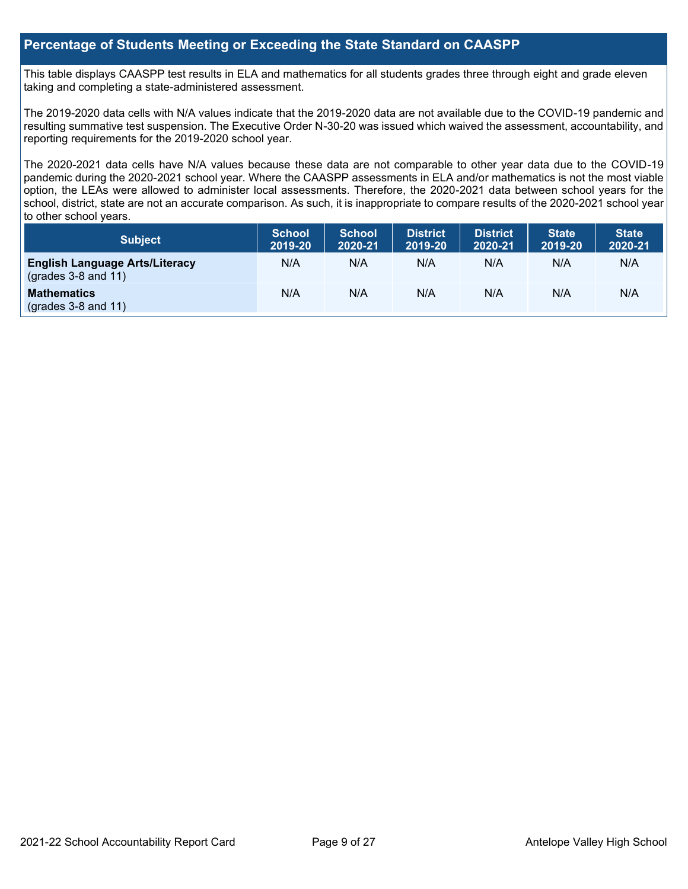## Percentage of Students Meeting or Exceeding the State Standard on CAASPP

This table displays CAASPP test results in ELA and mathematics for all students grades three through eight and grade eleven taking and completing a state-administered assessment.

The 2019-2020 data cells with N/A values indicate that the 2019-2020 data are not available due to the COVID-19 pandemic and resulting summative test suspension. The Executive Order N-30-20 was issued which waived the assessment, accountability, and reporting requirements for the 2019-2020 school year.

The 2020-2021 data cells have N/A values because these data are not comparable to other year data due to the COVID-19 pandemic during the 2020-2021 school year. Where the CAASPP assessments in ELA and/or mathematics is not the most viable option, the LEAs were allowed to administer local assessments. Therefore, the 2020-2021 data between school years for the school, district, state are not an accurate comparison. As such, it is inappropriate to compare results of the 2020-2021 school year to other school years.

| Subject | School 2019-20 | School 2020-21 | District 2019-20 | District 2020-21 | State 2019-20 | State 2020-21 |
|---|---|---|---|---|---|---|
| **English Language Arts/Literacy** (grades 3-8 and 11) | N/A | N/A | N/A | N/A | N/A | N/A |
| **Mathematics** (grades 3-8 and 11) | N/A | N/A | N/A | N/A | N/A | N/A |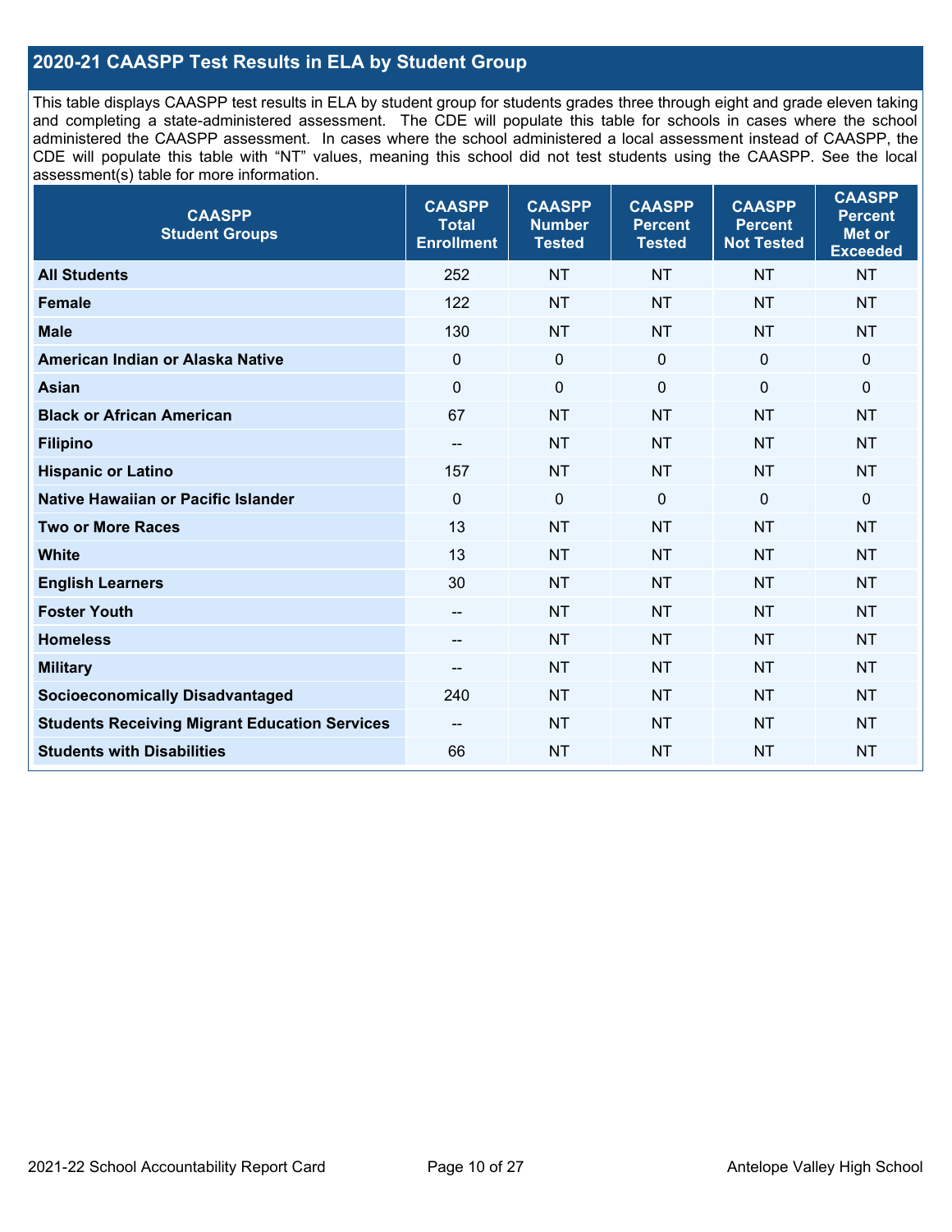## 2020-21 CAASPP Test Results in ELA by Student Group

This table displays CAASPP test results in ELA by student group for students grades three through eight and grade eleven taking and completing a state-administered assessment. The CDE will populate this table for schools in cases where the school administered the CAASPP assessment. In cases where the school administered a local assessment instead of CAASPP, the CDE will populate this table with "NT" values, meaning this school did not test students using the CAASPP. See the local assessment(s) table for more information.

| CAASPP Student Groups | CAASPP Total Enrollment | CAASPP Number Tested | CAASPP Percent Tested | CAASPP Percent Not Tested | CAASPP Percent Met or Exceeded |
|---|---|---|---|---|---|
| **All Students** | 252 | NT | NT | NT | NT |
| **Female** | 122 | NT | NT | NT | NT |
| **Male** | 130 | NT | NT | NT | NT |
| **American Indian or Alaska Native** | 0 | 0 | 0 | 0 | 0 |
| **Asian** | 0 | 0 | 0 | 0 | 0 |
| **Black or African American** | 67 | NT | NT | NT | NT |
| **Filipino** | -- | NT | NT | NT | NT |
| **Hispanic or Latino** | 157 | NT | NT | NT | NT |
| **Native Hawaiian or Pacific Islander** | 0 | 0 | 0 | 0 | 0 |
| **Two or More Races** | 13 | NT | NT | NT | NT |
| **White** | 13 | NT | NT | NT | NT |
| **English Learners** | 30 | NT | NT | NT | NT |
| **Foster Youth** | -- | NT | NT | NT | NT |
| **Homeless** | -- | NT | NT | NT | NT |
| **Military** | -- | NT | NT | NT | NT |
| **Socioeconomically Disadvantaged** | 240 | NT | NT | NT | NT |
| **Students Receiving Migrant Education Services** | -- | NT | NT | NT | NT |
| **Students with Disabilities** | 66 | NT | NT | NT | NT |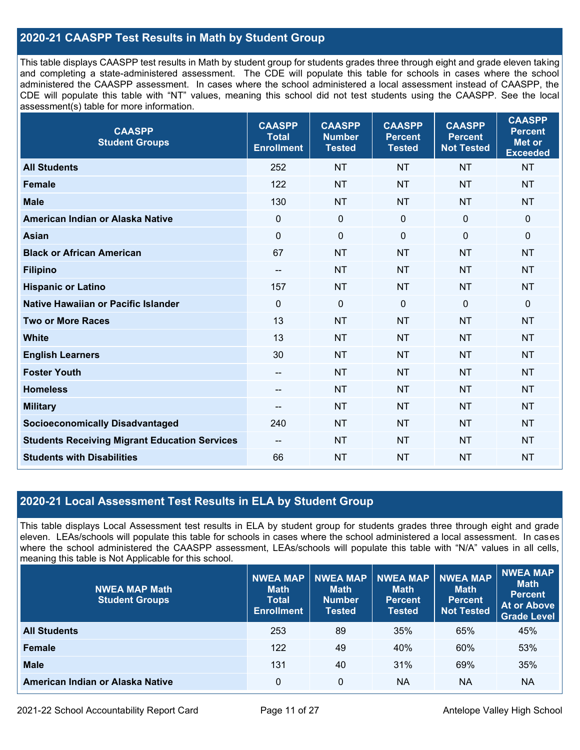## 2020-21 CAASPP Test Results in Math by Student Group

This table displays CAASPP test results in Math by student group for students grades three through eight and grade eleven taking and completing a state-administered assessment. The CDE will populate this table for schools in cases where the school administered the CAASPP assessment. In cases where the school administered a local assessment instead of CAASPP, the CDE will populate this table with "NT" values, meaning this school did not test students using the CAASPP. See the local assessment(s) table for more information.

| CAASPP Student Groups | CAASPP Total Enrollment | CAASPP Number Tested | CAASPP Percent Tested | CAASPP Percent Not Tested | CAASPP Percent Met or Exceeded |
|---|---|---|---|---|---|
| **All Students** | 252 | NT | NT | NT | NT |
| **Female** | 122 | NT | NT | NT | NT |
| **Male** | 130 | NT | NT | NT | NT |
| **American Indian or Alaska Native** | 0 | 0 | 0 | 0 | 0 |
| **Asian** | 0 | 0 | 0 | 0 | 0 |
| **Black or African American** | 67 | NT | NT | NT | NT |
| **Filipino** | -- | NT | NT | NT | NT |
| **Hispanic or Latino** | 157 | NT | NT | NT | NT |
| **Native Hawaiian or Pacific Islander** | 0 | 0 | 0 | 0 | 0 |
| **Two or More Races** | 13 | NT | NT | NT | NT |
| **White** | 13 | NT | NT | NT | NT |
| **English Learners** | 30 | NT | NT | NT | NT |
| **Foster Youth** | -- | NT | NT | NT | NT |
| **Homeless** | -- | NT | NT | NT | NT |
| **Military** | -- | NT | NT | NT | NT |
| **Socioeconomically Disadvantaged** | 240 | NT | NT | NT | NT |
| **Students Receiving Migrant Education Services** | -- | NT | NT | NT | NT |
| **Students with Disabilities** | 66 | NT | NT | NT | NT |

## 2020-21 Local Assessment Test Results in ELA by Student Group

This table displays Local Assessment test results in ELA by student group for students grades three through eight and grade eleven. LEAs/schools will populate this table for schools in cases where the school administered a local assessment. In cases where the school administered the CAASPP assessment, LEAs/schools will populate this table with "N/A" values in all cells, meaning this table is Not Applicable for this school.

| NWEA MAP Math Student Groups | NWEA MAP Math Total Enrollment | NWEA MAP Math Number Tested | NWEA MAP Math Percent Tested | NWEA MAP Math Percent Not Tested | NWEA MAP Math Percent At or Above Grade Level |
|---|---|---|---|---|---|
| **All Students** | 253 | 89 | 35% | 65% | 45% |
| **Female** | 122 | 49 | 40% | 60% | 53% |
| **Male** | 131 | 40 | 31% | 69% | 35% |
| **American Indian or Alaska Native** | 0 | 0 | NA | NA | NA |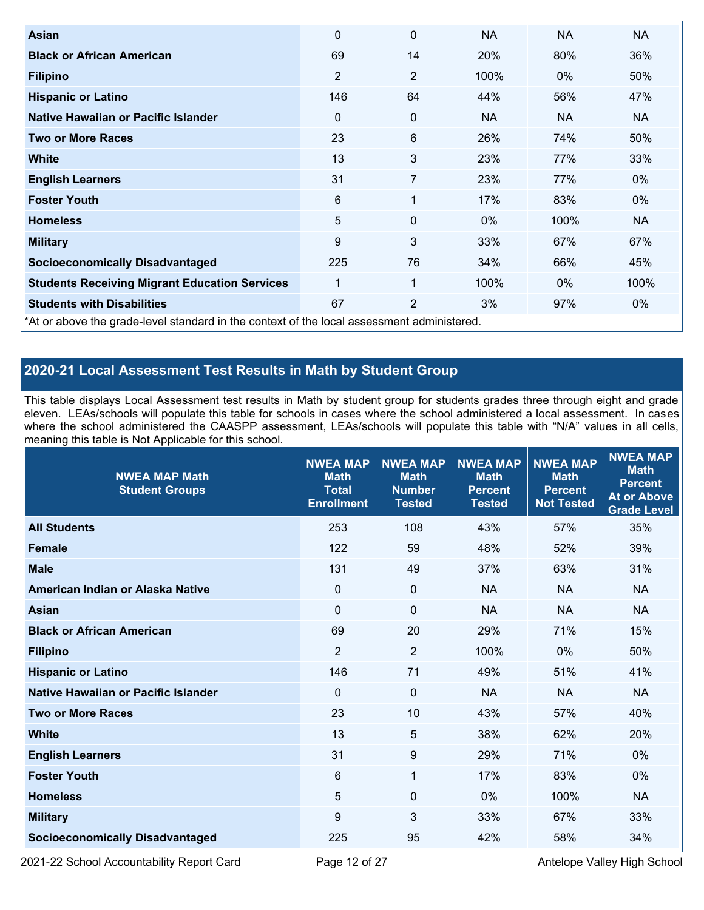| | | | | | |
|---|---|---|---|---|---|
| **Asian** | 0 | 0 | NA | NA | NA |
| **Black or African American** | 69 | 14 | 20% | 80% | 36% |
| **Filipino** | 2 | 2 | 100% | 0% | 50% |
| **Hispanic or Latino** | 146 | 64 | 44% | 56% | 47% |
| **Native Hawaiian or Pacific Islander** | 0 | 0 | NA | NA | NA |
| **Two or More Races** | 23 | 6 | 26% | 74% | 50% |
| **White** | 13 | 3 | 23% | 77% | 33% |
| **English Learners** | 31 | 7 | 23% | 77% | 0% |
| **Foster Youth** | 6 | 1 | 17% | 83% | 0% |
| **Homeless** | 5 | 0 | 0% | 100% | NA |
| **Military** | 9 | 3 | 33% | 67% | 67% |
| **Socioeconomically Disadvantaged** | 225 | 76 | 34% | 66% | 45% |
| **Students Receiving Migrant Education Services** | 1 | 1 | 100% | 0% | 100% |
| **Students with Disabilities** | 67 | 2 | 3% | 97% | 0% |

*At or above the grade-level standard in the context of the local assessment administered.

## 2020-21 Local Assessment Test Results in Math by Student Group

This table displays Local Assessment test results in Math by student group for students grades three through eight and grade eleven. LEAs/schools will populate this table for schools in cases where the school administered a local assessment. In cases where the school administered the CAASPP assessment, LEAs/schools will populate this table with "N/A" values in all cells, meaning this table is Not Applicable for this school.

| NWEA MAP Math Student Groups | NWEA MAP Math Total Enrollment | NWEA MAP Math Number Tested | NWEA MAP Math Percent Tested | NWEA MAP Math Percent Not Tested | NWEA MAP Math Percent At or Above Grade Level |
|---|---|---|---|---|---|
| **All Students** | 253 | 108 | 43% | 57% | 35% |
| **Female** | 122 | 59 | 48% | 52% | 39% |
| **Male** | 131 | 49 | 37% | 63% | 31% |
| **American Indian or Alaska Native** | 0 | 0 | NA | NA | NA |
| **Asian** | 0 | 0 | NA | NA | NA |
| **Black or African American** | 69 | 20 | 29% | 71% | 15% |
| **Filipino** | 2 | 2 | 100% | 0% | 50% |
| **Hispanic or Latino** | 146 | 71 | 49% | 51% | 41% |
| **Native Hawaiian or Pacific Islander** | 0 | 0 | NA | NA | NA |
| **Two or More Races** | 23 | 10 | 43% | 57% | 40% |
| **White** | 13 | 5 | 38% | 62% | 20% |
| **English Learners** | 31 | 9 | 29% | 71% | 0% |
| **Foster Youth** | 6 | 1 | 17% | 83% | 0% |
| **Homeless** | 5 | 0 | 0% | 100% | NA |
| **Military** | 9 | 3 | 33% | 67% | 33% |
| **Socioeconomically Disadvantaged** | 225 | 95 | 42% | 58% | 34% |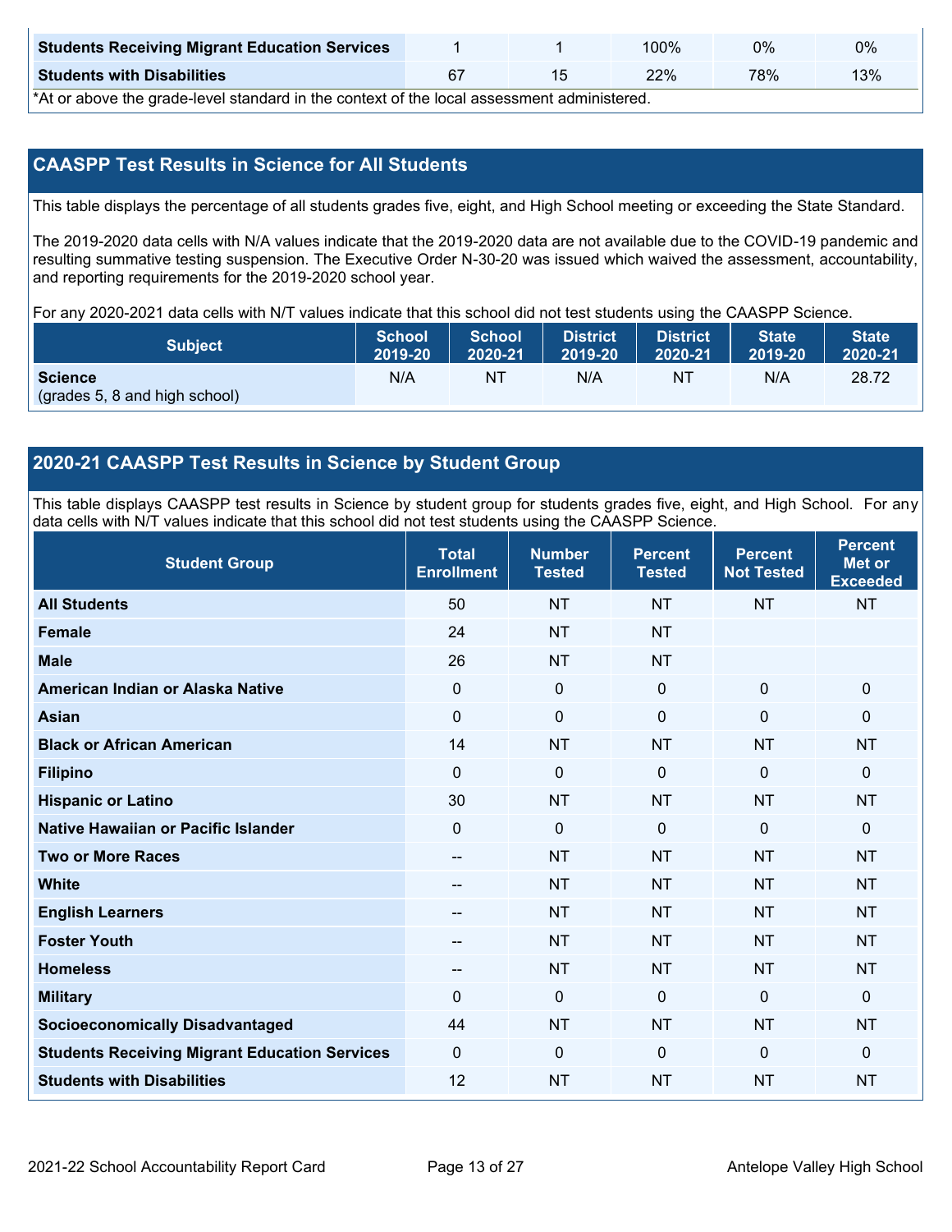| Students Receiving Migrant Education Services | 1 | 1 | 100% | 0% | 0% |
|---|---|---|---|---|---|
| **Students with Disabilities** | 67 | 15 | 22% | 78% | 13% |

*At or above the grade-level standard in the context of the local assessment administered.

## CAASPP Test Results in Science for All Students

This table displays the percentage of all students grades five, eight, and High School meeting or exceeding the State Standard.

The 2019-2020 data cells with N/A values indicate that the 2019-2020 data are not available due to the COVID-19 pandemic and resulting summative testing suspension. The Executive Order N-30-20 was issued which waived the assessment, accountability, and reporting requirements for the 2019-2020 school year.

For any 2020-2021 data cells with N/T values indicate that this school did not test students using the CAASPP Science.

| Subject | School 2019-20 | School 2020-21 | District 2019-20 | District 2020-21 | State 2019-20 | State 2020-21 |
|---|---|---|---|---|---|---|
| **Science** (grades 5, 8 and high school) | N/A | NT | N/A | NT | N/A | 28.72 |

## 2020-21 CAASPP Test Results in Science by Student Group

This table displays CAASPP test results in Science by student group for students grades five, eight, and High School. For any data cells with N/T values indicate that this school did not test students using the CAASPP Science.

| Student Group | Total Enrollment | Number Tested | Percent Tested | Percent Not Tested | Percent Met or Exceeded |
|---|---|---|---|---|---|
| **All Students** | 50 | NT | NT | NT | NT |
| **Female** | 24 | NT | NT | | |
| **Male** | 26 | NT | NT | | |
| **American Indian or Alaska Native** | 0 | 0 | 0 | 0 | 0 |
| **Asian** | 0 | 0 | 0 | 0 | 0 |
| **Black or African American** | 14 | NT | NT | NT | NT |
| **Filipino** | 0 | 0 | 0 | 0 | 0 |
| **Hispanic or Latino** | 30 | NT | NT | NT | NT |
| **Native Hawaiian or Pacific Islander** | 0 | 0 | 0 | 0 | 0 |
| **Two or More Races** | -- | NT | NT | NT | NT |
| **White** | -- | NT | NT | NT | NT |
| **English Learners** | -- | NT | NT | NT | NT |
| **Foster Youth** | -- | NT | NT | NT | NT |
| **Homeless** | -- | NT | NT | NT | NT |
| **Military** | 0 | 0 | 0 | 0 | 0 |
| **Socioeconomically Disadvantaged** | 44 | NT | NT | NT | NT |
| **Students Receiving Migrant Education Services** | 0 | 0 | 0 | 0 | 0 |
| **Students with Disabilities** | 12 | NT | NT | NT | NT |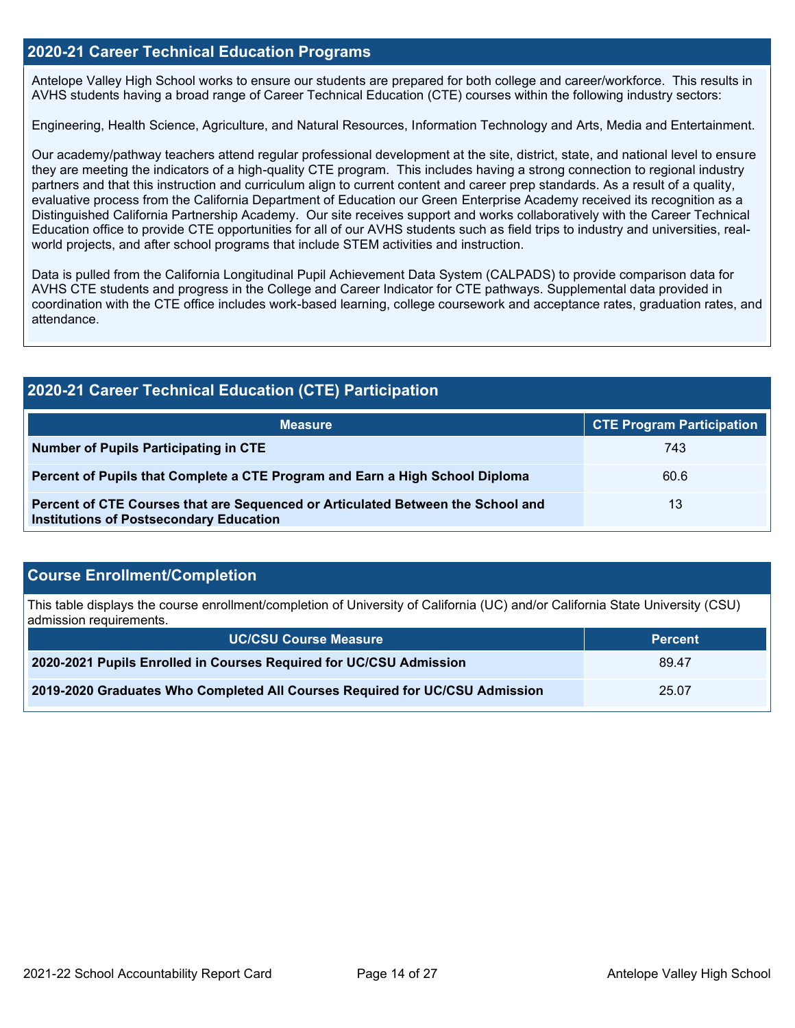## 2020-21 Career Technical Education Programs

Antelope Valley High School works to ensure our students are prepared for both college and career/workforce. This results in AVHS students having a broad range of Career Technical Education (CTE) courses within the following industry sectors:

Engineering, Health Science, Agriculture, and Natural Resources, Information Technology and Arts, Media and Entertainment.

Our academy/pathway teachers attend regular professional development at the site, district, state, and national level to ensure they are meeting the indicators of a high-quality CTE program. This includes having a strong connection to regional industry partners and that this instruction and curriculum align to current content and career prep standards. As a result of a quality, evaluative process from the California Department of Education our Green Enterprise Academy received its recognition as a Distinguished California Partnership Academy. Our site receives support and works collaboratively with the Career Technical Education office to provide CTE opportunities for all of our AVHS students such as field trips to industry and universities, real-world projects, and after school programs that include STEM activities and instruction.

Data is pulled from the California Longitudinal Pupil Achievement Data System (CALPADS) to provide comparison data for AVHS CTE students and progress in the College and Career Indicator for CTE pathways. Supplemental data provided in coordination with the CTE office includes work-based learning, college coursework and acceptance rates, graduation rates, and attendance.

## 2020-21 Career Technical Education (CTE) Participation

| Measure | CTE Program Participation |
| --- | --- |
| **Number of Pupils Participating in CTE** | 743 |
| **Percent of Pupils that Complete a CTE Program and Earn a High School Diploma** | 60.6 |
| **Percent of CTE Courses that are Sequenced or Articulated Between the School and Institutions of Postsecondary Education** | 13 |

## Course Enrollment/Completion

This table displays the course enrollment/completion of University of California (UC) and/or California State University (CSU) admission requirements.

| UC/CSU Course Measure | Percent |
| --- | --- |
| **2020-2021 Pupils Enrolled in Courses Required for UC/CSU Admission** | 89.47 |
| **2019-2020 Graduates Who Completed All Courses Required for UC/CSU Admission** | 25.07 |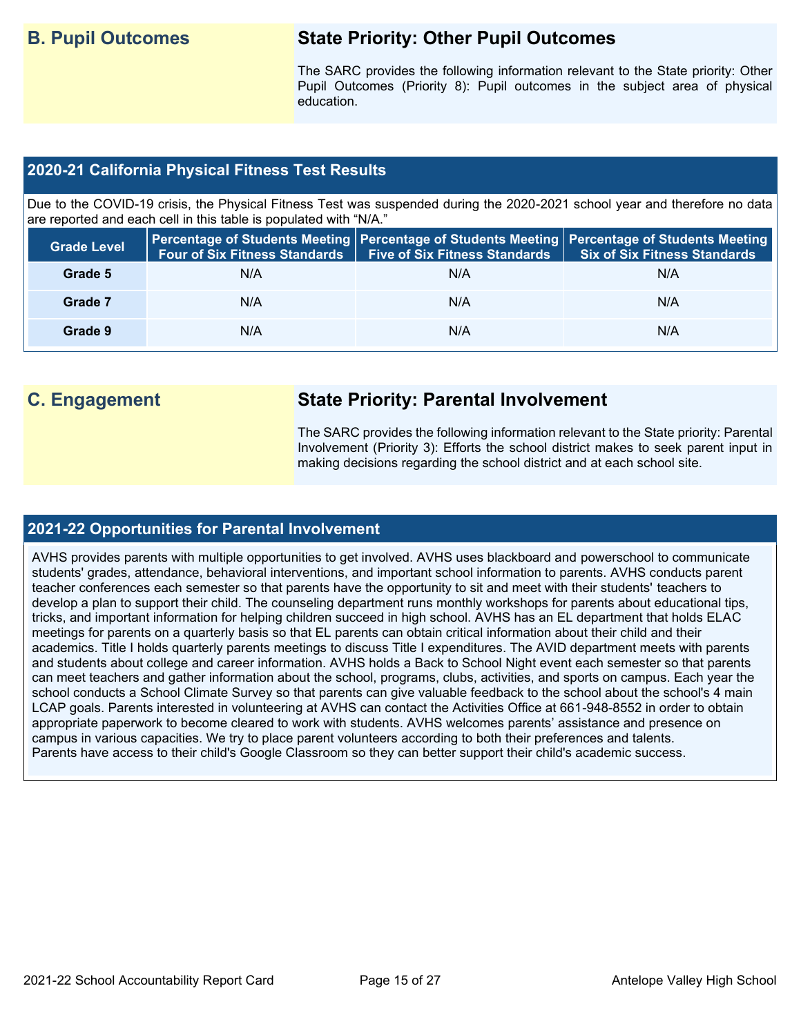## B. Pupil Outcomes

### State Priority: Other Pupil Outcomes

The SARC provides the following information relevant to the State priority: Other Pupil Outcomes (Priority 8): Pupil outcomes in the subject area of physical education.

### 2020-21 California Physical Fitness Test Results

Due to the COVID-19 crisis, the Physical Fitness Test was suspended during the 2020-2021 school year and therefore no data are reported and each cell in this table is populated with "N/A."

| Grade Level | Percentage of Students Meeting Four of Six Fitness Standards | Percentage of Students Meeting Five of Six Fitness Standards | Percentage of Students Meeting Six of Six Fitness Standards |
|---|---|---|---|
| Grade 5 | N/A | N/A | N/A |
| Grade 7 | N/A | N/A | N/A |
| Grade 9 | N/A | N/A | N/A |

## C. Engagement

### State Priority: Parental Involvement

The SARC provides the following information relevant to the State priority: Parental Involvement (Priority 3): Efforts the school district makes to seek parent input in making decisions regarding the school district and at each school site.

### 2021-22 Opportunities for Parental Involvement

AVHS provides parents with multiple opportunities to get involved. AVHS uses blackboard and powerschool to communicate students' grades, attendance, behavioral interventions, and important school information to parents. AVHS conducts parent teacher conferences each semester so that parents have the opportunity to sit and meet with their students' teachers to develop a plan to support their child. The counseling department runs monthly workshops for parents about educational tips, tricks, and important information for helping children succeed in high school. AVHS has an EL department that holds ELAC meetings for parents on a quarterly basis so that EL parents can obtain critical information about their child and their academics. Title I holds quarterly parents meetings to discuss Title I expenditures. The AVID department meets with parents and students about college and career information. AVHS holds a Back to School Night event each semester so that parents can meet teachers and gather information about the school, programs, clubs, activities, and sports on campus. Each year the school conducts a School Climate Survey so that parents can give valuable feedback to the school about the school's 4 main LCAP goals. Parents interested in volunteering at AVHS can contact the Activities Office at 661-948-8552 in order to obtain appropriate paperwork to become cleared to work with students. AVHS welcomes parents' assistance and presence on campus in various capacities. We try to place parent volunteers according to both their preferences and talents.
Parents have access to their child's Google Classroom so they can better support their child's academic success.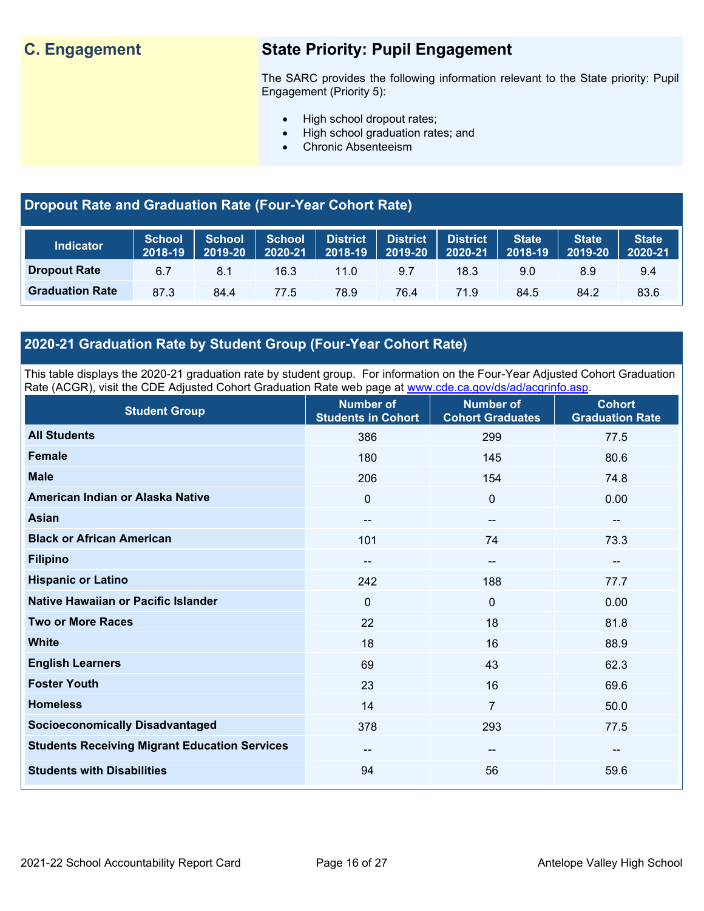## C. Engagement

### State Priority: Pupil Engagement

The SARC provides the following information relevant to the State priority: Pupil Engagement (Priority 5):

- High school dropout rates;
- High school graduation rates; and
- Chronic Absenteeism

### Dropout Rate and Graduation Rate (Four-Year Cohort Rate)

| Indicator | School 2018-19 | School 2019-20 | School 2020-21 | District 2018-19 | District 2019-20 | District 2020-21 | State 2018-19 | State 2019-20 | State 2020-21 |
|---|---|---|---|---|---|---|---|---|---|
| **Dropout Rate** | 6.7 | 8.1 | 16.3 | 11.0 | 9.7 | 18.3 | 9.0 | 8.9 | 9.4 |
| **Graduation Rate** | 87.3 | 84.4 | 77.5 | 78.9 | 76.4 | 71.9 | 84.5 | 84.2 | 83.6 |

### 2020-21 Graduation Rate by Student Group (Four-Year Cohort Rate)

This table displays the 2020-21 graduation rate by student group. For information on the Four-Year Adjusted Cohort Graduation Rate (ACGR), visit the CDE Adjusted Cohort Graduation Rate web page at www.cde.ca.gov/ds/ad/acgrinfo.asp.

| Student Group | Number of Students in Cohort | Number of Cohort Graduates | Cohort Graduation Rate |
|---|---|---|---|
| **All Students** | 386 | 299 | 77.5 |
| **Female** | 180 | 145 | 80.6 |
| **Male** | 206 | 154 | 74.8 |
| **American Indian or Alaska Native** | 0 | 0 | 0.00 |
| **Asian** | -- | -- | -- |
| **Black or African American** | 101 | 74 | 73.3 |
| **Filipino** | -- | -- | -- |
| **Hispanic or Latino** | 242 | 188 | 77.7 |
| **Native Hawaiian or Pacific Islander** | 0 | 0 | 0.00 |
| **Two or More Races** | 22 | 18 | 81.8 |
| **White** | 18 | 16 | 88.9 |
| **English Learners** | 69 | 43 | 62.3 |
| **Foster Youth** | 23 | 16 | 69.6 |
| **Homeless** | 14 | 7 | 50.0 |
| **Socioeconomically Disadvantaged** | 378 | 293 | 77.5 |
| **Students Receiving Migrant Education Services** | -- | -- | -- |
| **Students with Disabilities** | 94 | 56 | 59.6 |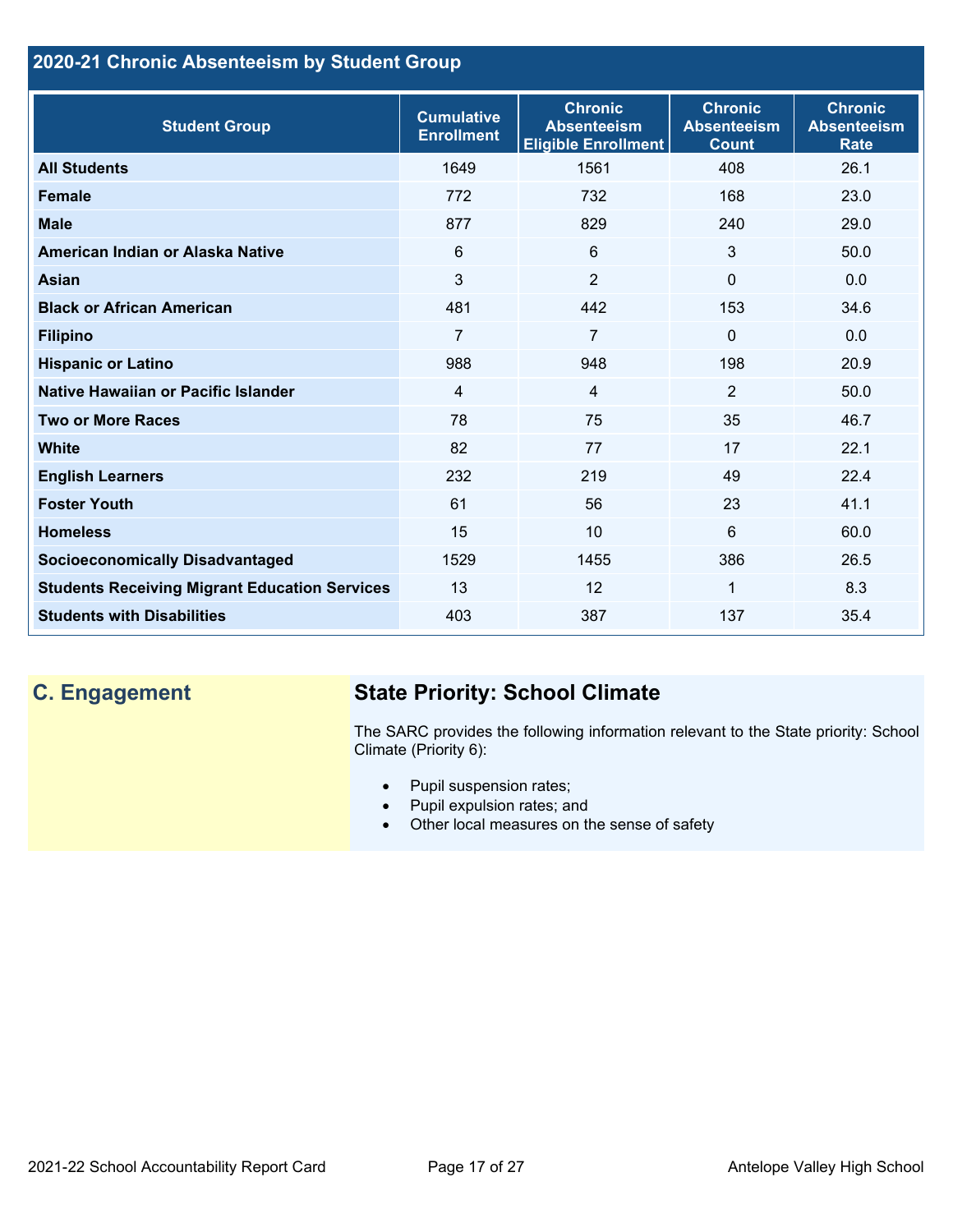## 2020-21 Chronic Absenteeism by Student Group

| Student Group | Cumulative Enrollment | Chronic Absenteeism Eligible Enrollment | Chronic Absenteeism Count | Chronic Absenteeism Rate |
|---|---|---|---|---|
| **All Students** | 1649 | 1561 | 408 | 26.1 |
| **Female** | 772 | 732 | 168 | 23.0 |
| **Male** | 877 | 829 | 240 | 29.0 |
| **American Indian or Alaska Native** | 6 | 6 | 3 | 50.0 |
| **Asian** | 3 | 2 | 0 | 0.0 |
| **Black or African American** | 481 | 442 | 153 | 34.6 |
| **Filipino** | 7 | 7 | 0 | 0.0 |
| **Hispanic or Latino** | 988 | 948 | 198 | 20.9 |
| **Native Hawaiian or Pacific Islander** | 4 | 4 | 2 | 50.0 |
| **Two or More Races** | 78 | 75 | 35 | 46.7 |
| **White** | 82 | 77 | 17 | 22.1 |
| **English Learners** | 232 | 219 | 49 | 22.4 |
| **Foster Youth** | 61 | 56 | 23 | 41.1 |
| **Homeless** | 15 | 10 | 6 | 60.0 |
| **Socioeconomically Disadvantaged** | 1529 | 1455 | 386 | 26.5 |
| **Students Receiving Migrant Education Services** | 13 | 12 | 1 | 8.3 |
| **Students with Disabilities** | 403 | 387 | 137 | 35.4 |

## C. Engagement

### State Priority: School Climate

The SARC provides the following information relevant to the State priority: School Climate (Priority 6):

- Pupil suspension rates;
- Pupil expulsion rates; and
- Other local measures on the sense of safety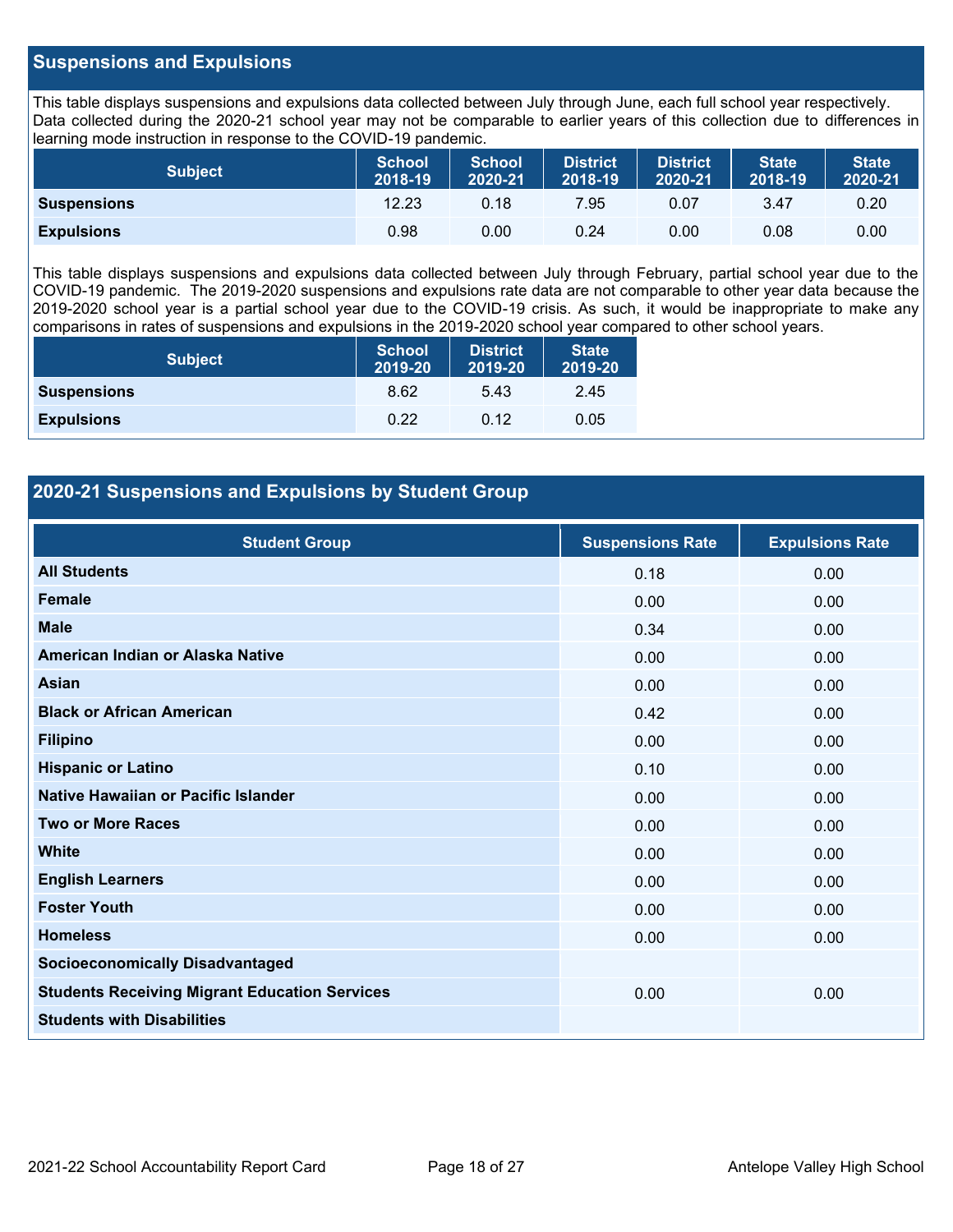## Suspensions and Expulsions

This table displays suspensions and expulsions data collected between July through June, each full school year respectively. Data collected during the 2020-21 school year may not be comparable to earlier years of this collection due to differences in learning mode instruction in response to the COVID-19 pandemic.

| Subject | School 2018-19 | School 2020-21 | District 2018-19 | District 2020-21 | State 2018-19 | State 2020-21 |
|---|---|---|---|---|---|---|
| **Suspensions** | 12.23 | 0.18 | 7.95 | 0.07 | 3.47 | 0.20 |
| **Expulsions** | 0.98 | 0.00 | 0.24 | 0.00 | 0.08 | 0.00 |

This table displays suspensions and expulsions data collected between July through February, partial school year due to the COVID-19 pandemic. The 2019-2020 suspensions and expulsions rate data are not comparable to other year data because the 2019-2020 school year is a partial school year due to the COVID-19 crisis. As such, it would be inappropriate to make any comparisons in rates of suspensions and expulsions in the 2019-2020 school year compared to other school years.

| Subject | School 2019-20 | District 2019-20 | State 2019-20 |
|---|---|---|---|
| **Suspensions** | 8.62 | 5.43 | 2.45 |
| **Expulsions** | 0.22 | 0.12 | 0.05 |

## 2020-21 Suspensions and Expulsions by Student Group

| Student Group | Suspensions Rate | Expulsions Rate |
|---|---|---|
| **All Students** | 0.18 | 0.00 |
| **Female** | 0.00 | 0.00 |
| **Male** | 0.34 | 0.00 |
| **American Indian or Alaska Native** | 0.00 | 0.00 |
| **Asian** | 0.00 | 0.00 |
| **Black or African American** | 0.42 | 0.00 |
| **Filipino** | 0.00 | 0.00 |
| **Hispanic or Latino** | 0.10 | 0.00 |
| **Native Hawaiian or Pacific Islander** | 0.00 | 0.00 |
| **Two or More Races** | 0.00 | 0.00 |
| **White** | 0.00 | 0.00 |
| **English Learners** | 0.00 | 0.00 |
| **Foster Youth** | 0.00 | 0.00 |
| **Homeless** | 0.00 | 0.00 |
| **Socioeconomically Disadvantaged** | | |
| **Students Receiving Migrant Education Services** | 0.00 | 0.00 |
| **Students with Disabilities** | | |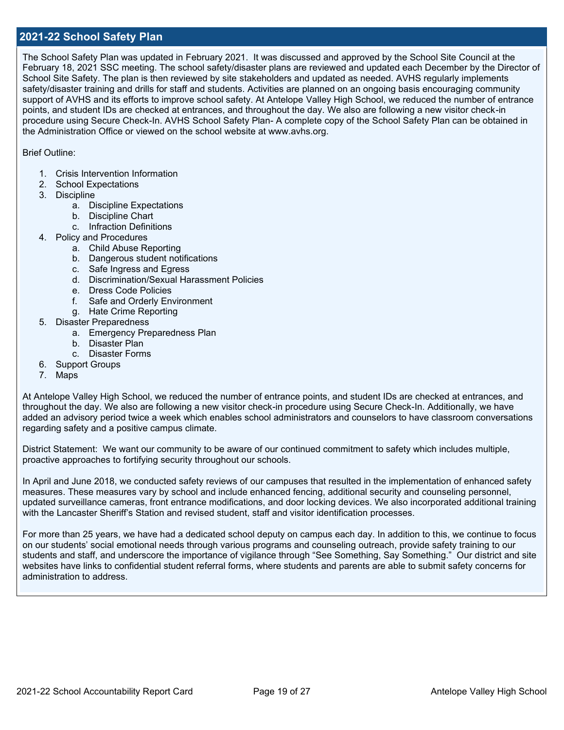## 2021-22 School Safety Plan

The School Safety Plan was updated in February 2021. It was discussed and approved by the School Site Council at the February 18, 2021 SSC meeting. The school safety/disaster plans are reviewed and updated each December by the Director of School Site Safety. The plan is then reviewed by site stakeholders and updated as needed. AVHS regularly implements safety/disaster training and drills for staff and students. Activities are planned on an ongoing basis encouraging community support of AVHS and its efforts to improve school safety. At Antelope Valley High School, we reduced the number of entrance points, and student IDs are checked at entrances, and throughout the day. We also are following a new visitor check-in procedure using Secure Check-In. AVHS School Safety Plan- A complete copy of the School Safety Plan can be obtained in the Administration Office or viewed on the school website at www.avhs.org.

Brief Outline:

1. Crisis Intervention Information
2. School Expectations
3. Discipline
   a. Discipline Expectations
   b. Discipline Chart
   c. Infraction Definitions
4. Policy and Procedures
   a. Child Abuse Reporting
   b. Dangerous student notifications
   c. Safe Ingress and Egress
   d. Discrimination/Sexual Harassment Policies
   e. Dress Code Policies
   f. Safe and Orderly Environment
   g. Hate Crime Reporting
5. Disaster Preparedness
   a. Emergency Preparedness Plan
   b. Disaster Plan
   c. Disaster Forms
6. Support Groups
7. Maps

At Antelope Valley High School, we reduced the number of entrance points, and student IDs are checked at entrances, and throughout the day. We also are following a new visitor check-in procedure using Secure Check-In. Additionally, we have added an advisory period twice a week which enables school administrators and counselors to have classroom conversations regarding safety and a positive campus climate.

District Statement: We want our community to be aware of our continued commitment to safety which includes multiple, proactive approaches to fortifying security throughout our schools.

In April and June 2018, we conducted safety reviews of our campuses that resulted in the implementation of enhanced safety measures. These measures vary by school and include enhanced fencing, additional security and counseling personnel, updated surveillance cameras, front entrance modifications, and door locking devices. We also incorporated additional training with the Lancaster Sheriff's Station and revised student, staff and visitor identification processes.

For more than 25 years, we have had a dedicated school deputy on campus each day. In addition to this, we continue to focus on our students' social emotional needs through various programs and counseling outreach, provide safety training to our students and staff, and underscore the importance of vigilance through "See Something, Say Something." Our district and site websites have links to confidential student referral forms, where students and parents are able to submit safety concerns for administration to address.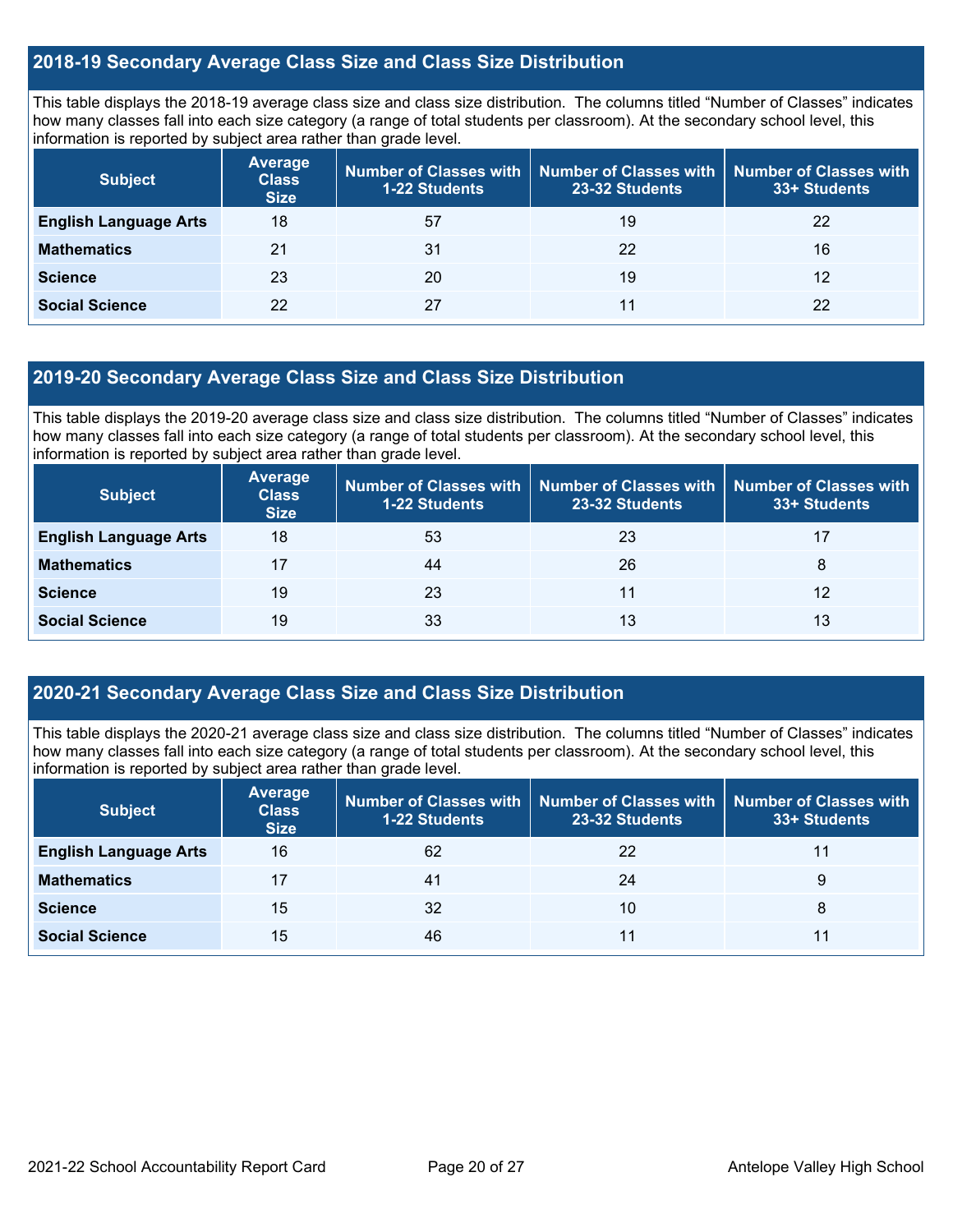## 2018-19 Secondary Average Class Size and Class Size Distribution

This table displays the 2018-19 average class size and class size distribution. The columns titled "Number of Classes" indicates how many classes fall into each size category (a range of total students per classroom). At the secondary school level, this information is reported by subject area rather than grade level.

| Subject | Average Class Size | Number of Classes with 1-22 Students | Number of Classes with 23-32 Students | Number of Classes with 33+ Students |
|---|---|---|---|---|
| **English Language Arts** | 18 | 57 | 19 | 22 |
| **Mathematics** | 21 | 31 | 22 | 16 |
| **Science** | 23 | 20 | 19 | 12 |
| **Social Science** | 22 | 27 | 11 | 22 |

## 2019-20 Secondary Average Class Size and Class Size Distribution

This table displays the 2019-20 average class size and class size distribution. The columns titled "Number of Classes" indicates how many classes fall into each size category (a range of total students per classroom). At the secondary school level, this information is reported by subject area rather than grade level.

| Subject | Average Class Size | Number of Classes with 1-22 Students | Number of Classes with 23-32 Students | Number of Classes with 33+ Students |
|---|---|---|---|---|
| **English Language Arts** | 18 | 53 | 23 | 17 |
| **Mathematics** | 17 | 44 | 26 | 8 |
| **Science** | 19 | 23 | 11 | 12 |
| **Social Science** | 19 | 33 | 13 | 13 |

## 2020-21 Secondary Average Class Size and Class Size Distribution

This table displays the 2020-21 average class size and class size distribution. The columns titled "Number of Classes" indicates how many classes fall into each size category (a range of total students per classroom). At the secondary school level, this information is reported by subject area rather than grade level.

| Subject | Average Class Size | Number of Classes with 1-22 Students | Number of Classes with 23-32 Students | Number of Classes with 33+ Students |
|---|---|---|---|---|
| **English Language Arts** | 16 | 62 | 22 | 11 |
| **Mathematics** | 17 | 41 | 24 | 9 |
| **Science** | 15 | 32 | 10 | 8 |
| **Social Science** | 15 | 46 | 11 | 11 |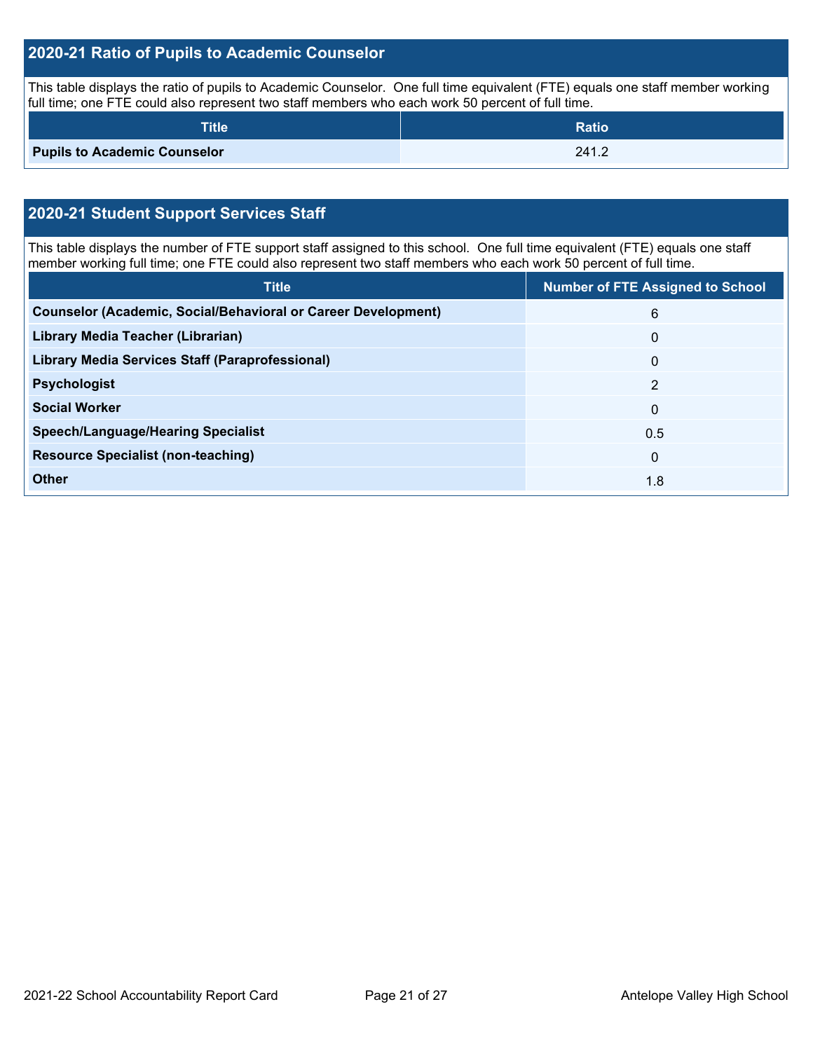## 2020-21 Ratio of Pupils to Academic Counselor

This table displays the ratio of pupils to Academic Counselor. One full time equivalent (FTE) equals one staff member working full time; one FTE could also represent two staff members who each work 50 percent of full time.

| Title | Ratio |
|---|---|
| **Pupils to Academic Counselor** | 241.2 |

## 2020-21 Student Support Services Staff

This table displays the number of FTE support staff assigned to this school. One full time equivalent (FTE) equals one staff member working full time; one FTE could also represent two staff members who each work 50 percent of full time.

| Title | Number of FTE Assigned to School |
|---|---|
| **Counselor (Academic, Social/Behavioral or Career Development)** | 6 |
| **Library Media Teacher (Librarian)** | 0 |
| **Library Media Services Staff (Paraprofessional)** | 0 |
| **Psychologist** | 2 |
| **Social Worker** | 0 |
| **Speech/Language/Hearing Specialist** | 0.5 |
| **Resource Specialist (non-teaching)** | 0 |
| **Other** | 1.8 |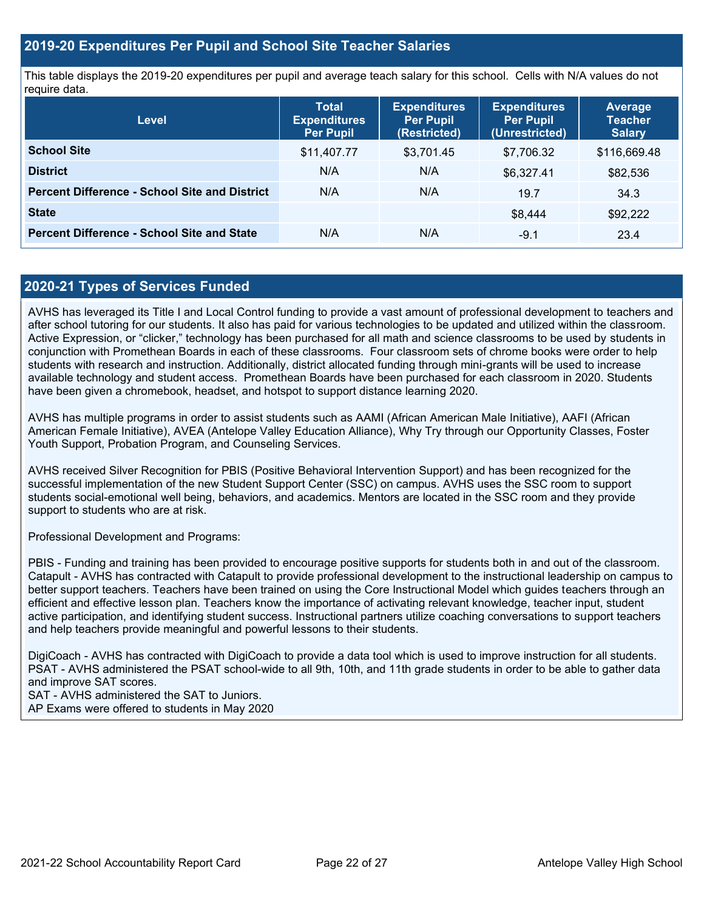## 2019-20 Expenditures Per Pupil and School Site Teacher Salaries

This table displays the 2019-20 expenditures per pupil and average teach salary for this school. Cells with N/A values do not require data.

| Level | Total Expenditures Per Pupil | Expenditures Per Pupil (Restricted) | Expenditures Per Pupil (Unrestricted) | Average Teacher Salary |
|---|---|---|---|---|
| **School Site** | $11,407.77 | $3,701.45 | $7,706.32 | $116,669.48 |
| **District** | N/A | N/A | $6,327.41 | $82,536 |
| **Percent Difference - School Site and District** | N/A | N/A | 19.7 | 34.3 |
| **State** | | | $8,444 | $92,222 |
| **Percent Difference - School Site and State** | N/A | N/A | -9.1 | 23.4 |

## 2020-21 Types of Services Funded

AVHS has leveraged its Title I and Local Control funding to provide a vast amount of professional development to teachers and after school tutoring for our students. It also has paid for various technologies to be updated and utilized within the classroom. Active Expression, or "clicker," technology has been purchased for all math and science classrooms to be used by students in conjunction with Promethean Boards in each of these classrooms. Four classroom sets of chrome books were order to help students with research and instruction. Additionally, district allocated funding through mini-grants will be used to increase available technology and student access. Promethean Boards have been purchased for each classroom in 2020. Students have been given a chromebook, headset, and hotspot to support distance learning 2020.

AVHS has multiple programs in order to assist students such as AAMI (African American Male Initiative), AAFI (African American Female Initiative), AVEA (Antelope Valley Education Alliance), Why Try through our Opportunity Classes, Foster Youth Support, Probation Program, and Counseling Services.

AVHS received Silver Recognition for PBIS (Positive Behavioral Intervention Support) and has been recognized for the successful implementation of the new Student Support Center (SSC) on campus. AVHS uses the SSC room to support students social-emotional well being, behaviors, and academics. Mentors are located in the SSC room and they provide support to students who are at risk.

Professional Development and Programs:

PBIS - Funding and training has been provided to encourage positive supports for students both in and out of the classroom.
Catapult - AVHS has contracted with Catapult to provide professional development to the instructional leadership on campus to better support teachers. Teachers have been trained on using the Core Instructional Model which guides teachers through an efficient and effective lesson plan. Teachers know the importance of activating relevant knowledge, teacher input, student active participation, and identifying student success. Instructional partners utilize coaching conversations to support teachers and help teachers provide meaningful and powerful lessons to their students.

DigiCoach - AVHS has contracted with DigiCoach to provide a data tool which is used to improve instruction for all students.
PSAT - AVHS administered the PSAT school-wide to all 9th, 10th, and 11th grade students in order to be able to gather data and improve SAT scores.
SAT - AVHS administered the SAT to Juniors.
AP Exams were offered to students in May 2020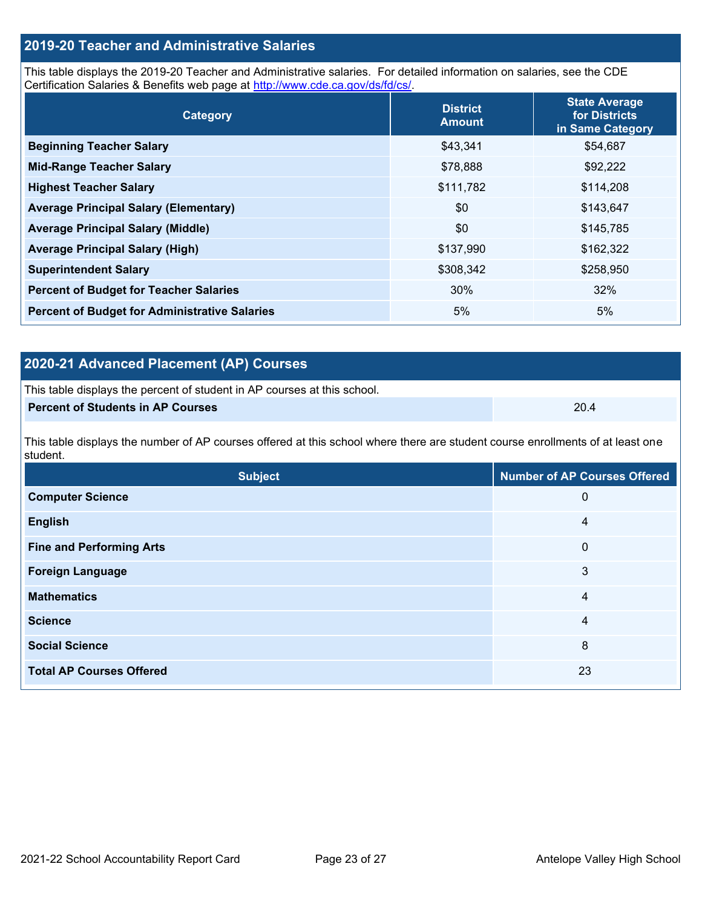## 2019-20 Teacher and Administrative Salaries

This table displays the 2019-20 Teacher and Administrative salaries. For detailed information on salaries, see the CDE Certification Salaries & Benefits web page at http://www.cde.ca.gov/ds/fd/cs/.

| Category | District Amount | State Average for Districts in Same Category |
|---|---|---|
| **Beginning Teacher Salary** | $43,341 | $54,687 |
| **Mid-Range Teacher Salary** | $78,888 | $92,222 |
| **Highest Teacher Salary** | $111,782 | $114,208 |
| **Average Principal Salary (Elementary)** | $0 | $143,647 |
| **Average Principal Salary (Middle)** | $0 | $145,785 |
| **Average Principal Salary (High)** | $137,990 | $162,322 |
| **Superintendent Salary** | $308,342 | $258,950 |
| **Percent of Budget for Teacher Salaries** | 30% | 32% |
| **Percent of Budget for Administrative Salaries** | 5% | 5% |

## 2020-21 Advanced Placement (AP) Courses

This table displays the percent of student in AP courses at this school.

| | |
|---|---|
| **Percent of Students in AP Courses** | 20.4 |

This table displays the number of AP courses offered at this school where there are student course enrollments of at least one student.

| Subject | Number of AP Courses Offered |
|---|---|
| **Computer Science** | 0 |
| **English** | 4 |
| **Fine and Performing Arts** | 0 |
| **Foreign Language** | 3 |
| **Mathematics** | 4 |
| **Science** | 4 |
| **Social Science** | 8 |
| **Total AP Courses Offered** | 23 |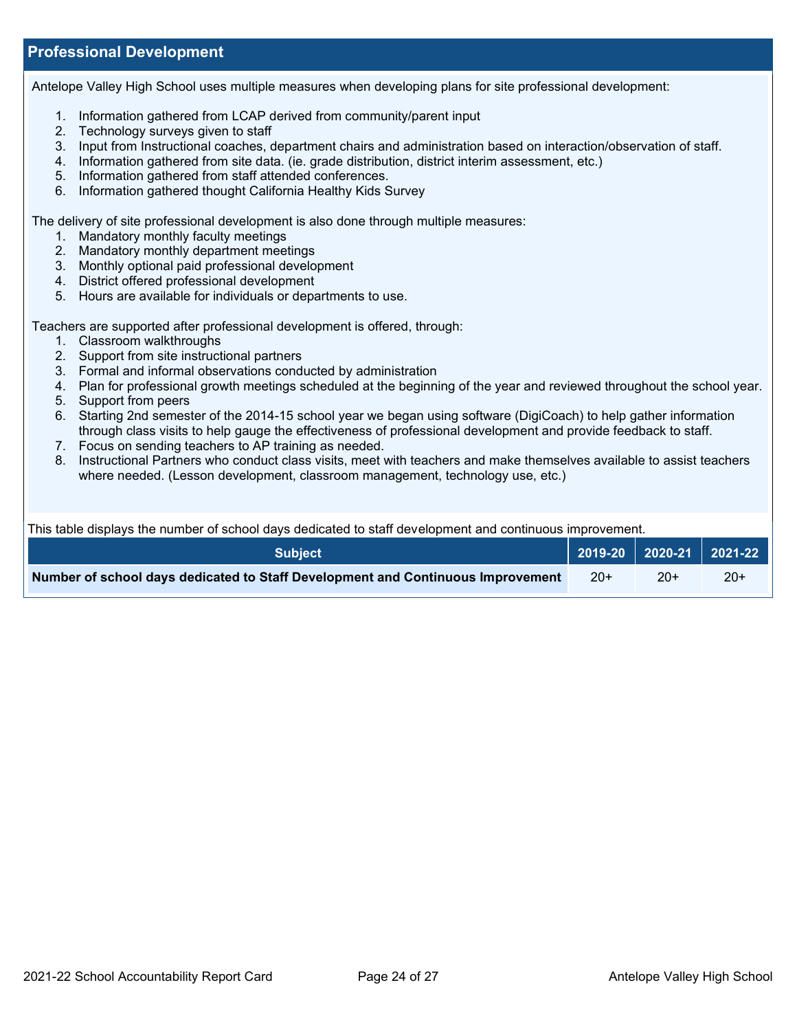## Professional Development

Antelope Valley High School uses multiple measures when developing plans for site professional development:

1. Information gathered from LCAP derived from community/parent input
2. Technology surveys given to staff
3. Input from Instructional coaches, department chairs and administration based on interaction/observation of staff.
4. Information gathered from site data. (ie. grade distribution, district interim assessment, etc.)
5. Information gathered from staff attended conferences.
6. Information gathered thought California Healthy Kids Survey

The delivery of site professional development is also done through multiple measures:

1. Mandatory monthly faculty meetings
2. Mandatory monthly department meetings
3. Monthly optional paid professional development
4. District offered professional development
5. Hours are available for individuals or departments to use.

Teachers are supported after professional development is offered, through:

1. Classroom walkthroughs
2. Support from site instructional partners
3. Formal and informal observations conducted by administration
4. Plan for professional growth meetings scheduled at the beginning of the year and reviewed throughout the school year.
5. Support from peers
6. Starting 2nd semester of the 2014-15 school year we began using software (DigiCoach) to help gather information through class visits to help gauge the effectiveness of professional development and provide feedback to staff.
7. Focus on sending teachers to AP training as needed.
8. Instructional Partners who conduct class visits, meet with teachers and make themselves available to assist teachers where needed. (Lesson development, classroom management, technology use, etc.)

This table displays the number of school days dedicated to staff development and continuous improvement.

| Subject | 2019-20 | 2020-21 | 2021-22 |
|---|---|---|---|
| **Number of school days dedicated to Staff Development and Continuous Improvement** | 20+ | 20+ | 20+ |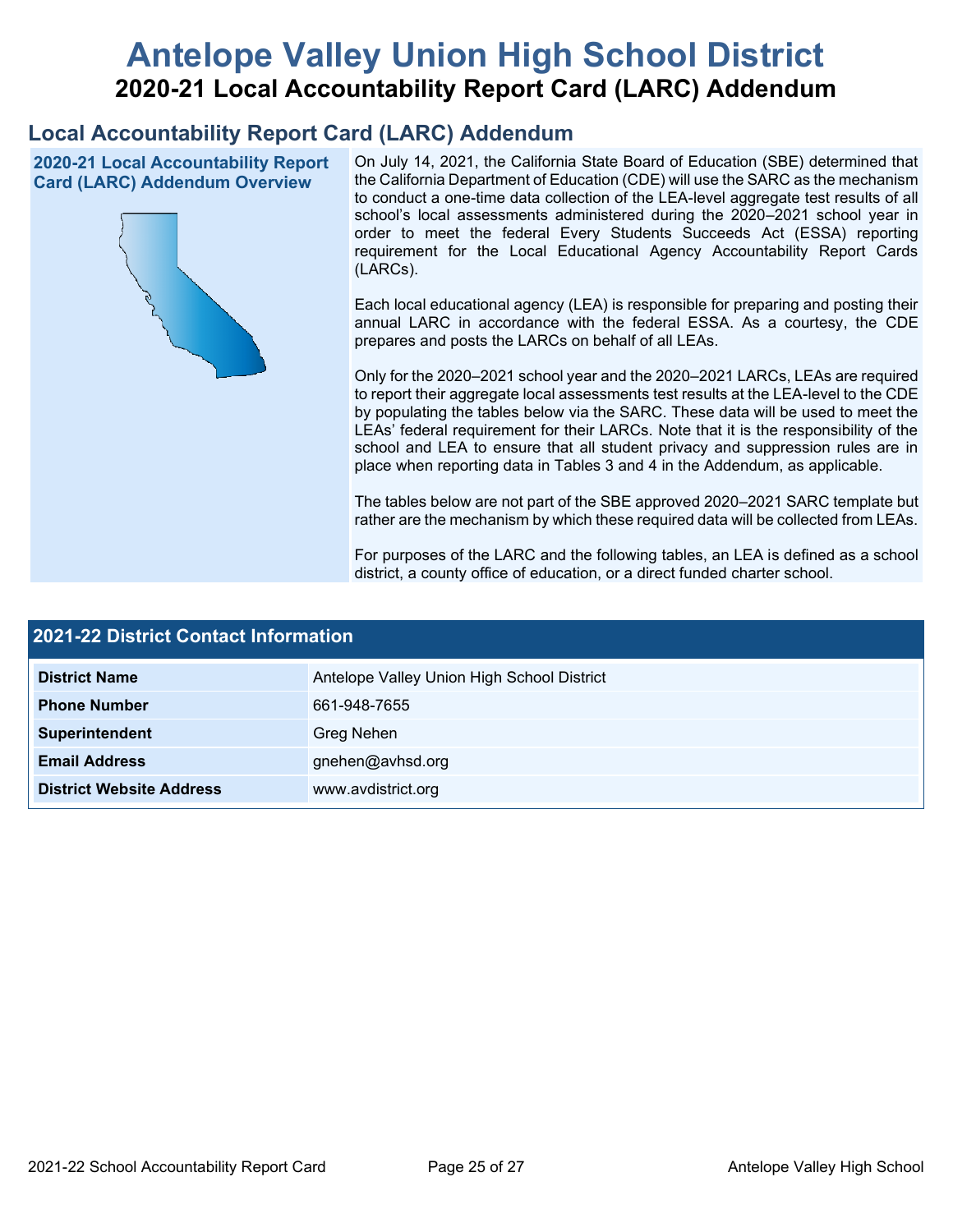# Antelope Valley Union High School District

## 2020-21 Local Accountability Report Card (LARC) Addendum

## Local Accountability Report Card (LARC) Addendum

### 2020-21 Local Accountability Report Card (LARC) Addendum Overview

On July 14, 2021, the California State Board of Education (SBE) determined that the California Department of Education (CDE) will use the SARC as the mechanism to conduct a one-time data collection of the LEA-level aggregate test results of all school's local assessments administered during the 2020–2021 school year in order to meet the federal Every Students Succeeds Act (ESSA) reporting requirement for the Local Educational Agency Accountability Report Cards (LARCs).

Each local educational agency (LEA) is responsible for preparing and posting their annual LARC in accordance with the federal ESSA. As a courtesy, the CDE prepares and posts the LARCs on behalf of all LEAs.

Only for the 2020–2021 school year and the 2020–2021 LARCs, LEAs are required to report their aggregate local assessments test results at the LEA-level to the CDE by populating the tables below via the SARC. These data will be used to meet the LEAs' federal requirement for their LARCs. Note that it is the responsibility of the school and LEA to ensure that all student privacy and suppression rules are in place when reporting data in Tables 3 and 4 in the Addendum, as applicable.

The tables below are not part of the SBE approved 2020–2021 SARC template but rather are the mechanism by which these required data will be collected from LEAs.

For purposes of the LARC and the following tables, an LEA is defined as a school district, a county office of education, or a direct funded charter school.

### 2021-22 District Contact Information

| 2021-22 District Contact Information | |
|---|---|
| **District Name** | Antelope Valley Union High School District |
| **Phone Number** | 661-948-7655 |
| **Superintendent** | Greg Nehen |
| **Email Address** | gnehen@avhsd.org |
| **District Website Address** | www.avdistrict.org |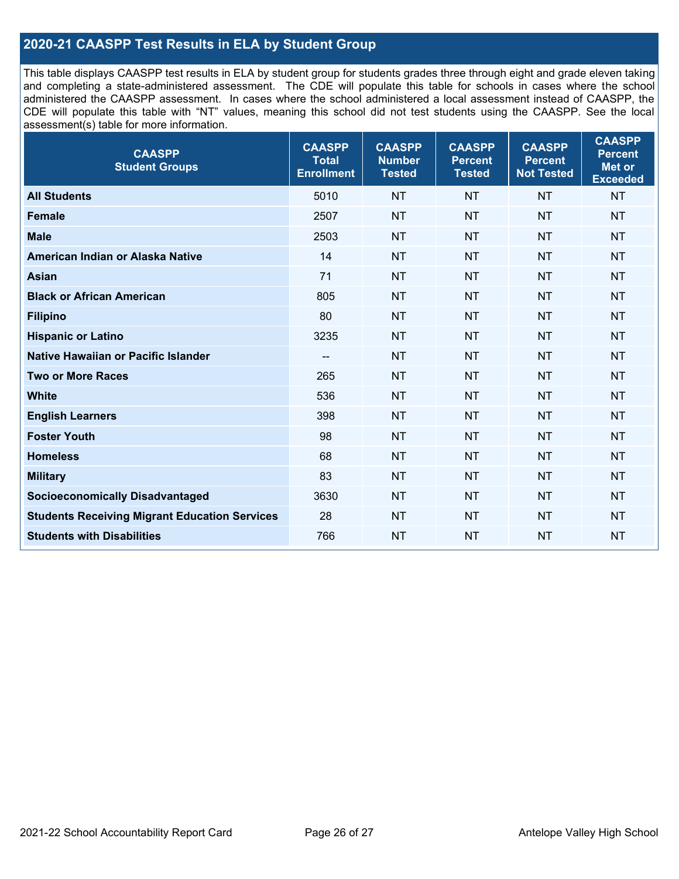## 2020-21 CAASPP Test Results in ELA by Student Group

This table displays CAASPP test results in ELA by student group for students grades three through eight and grade eleven taking and completing a state-administered assessment. The CDE will populate this table for schools in cases where the school administered the CAASPP assessment. In cases where the school administered a local assessment instead of CAASPP, the CDE will populate this table with "NT" values, meaning this school did not test students using the CAASPP. See the local assessment(s) table for more information.

| CAASPP Student Groups | CAASPP Total Enrollment | CAASPP Number Tested | CAASPP Percent Tested | CAASPP Percent Not Tested | CAASPP Percent Met or Exceeded |
|---|---|---|---|---|---|
| **All Students** | 5010 | NT | NT | NT | NT |
| **Female** | 2507 | NT | NT | NT | NT |
| **Male** | 2503 | NT | NT | NT | NT |
| **American Indian or Alaska Native** | 14 | NT | NT | NT | NT |
| **Asian** | 71 | NT | NT | NT | NT |
| **Black or African American** | 805 | NT | NT | NT | NT |
| **Filipino** | 80 | NT | NT | NT | NT |
| **Hispanic or Latino** | 3235 | NT | NT | NT | NT |
| **Native Hawaiian or Pacific Islander** | -- | NT | NT | NT | NT |
| **Two or More Races** | 265 | NT | NT | NT | NT |
| **White** | 536 | NT | NT | NT | NT |
| **English Learners** | 398 | NT | NT | NT | NT |
| **Foster Youth** | 98 | NT | NT | NT | NT |
| **Homeless** | 68 | NT | NT | NT | NT |
| **Military** | 83 | NT | NT | NT | NT |
| **Socioeconomically Disadvantaged** | 3630 | NT | NT | NT | NT |
| **Students Receiving Migrant Education Services** | 28 | NT | NT | NT | NT |
| **Students with Disabilities** | 766 | NT | NT | NT | NT |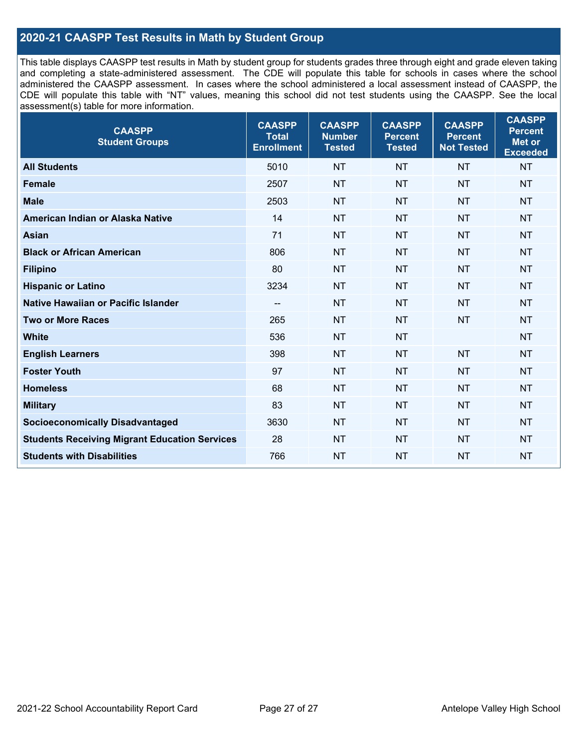## 2020-21 CAASPP Test Results in Math by Student Group

This table displays CAASPP test results in Math by student group for students grades three through eight and grade eleven taking and completing a state-administered assessment. The CDE will populate this table for schools in cases where the school administered the CAASPP assessment. In cases where the school administered a local assessment instead of CAASPP, the CDE will populate this table with "NT" values, meaning this school did not test students using the CAASPP. See the local assessment(s) table for more information.

| CAASPP Student Groups | CAASPP Total Enrollment | CAASPP Number Tested | CAASPP Percent Tested | CAASPP Percent Not Tested | CAASPP Percent Met or Exceeded |
|---|---|---|---|---|---|
| **All Students** | 5010 | NT | NT | NT | NT |
| **Female** | 2507 | NT | NT | NT | NT |
| **Male** | 2503 | NT | NT | NT | NT |
| **American Indian or Alaska Native** | 14 | NT | NT | NT | NT |
| **Asian** | 71 | NT | NT | NT | NT |
| **Black or African American** | 806 | NT | NT | NT | NT |
| **Filipino** | 80 | NT | NT | NT | NT |
| **Hispanic or Latino** | 3234 | NT | NT | NT | NT |
| **Native Hawaiian or Pacific Islander** | -- | NT | NT | NT | NT |
| **Two or More Races** | 265 | NT | NT | NT | NT |
| **White** | 536 | NT | NT | | NT |
| **English Learners** | 398 | NT | NT | NT | NT |
| **Foster Youth** | 97 | NT | NT | NT | NT |
| **Homeless** | 68 | NT | NT | NT | NT |
| **Military** | 83 | NT | NT | NT | NT |
| **Socioeconomically Disadvantaged** | 3630 | NT | NT | NT | NT |
| **Students Receiving Migrant Education Services** | 28 | NT | NT | NT | NT |
| **Students with Disabilities** | 766 | NT | NT | NT | NT |